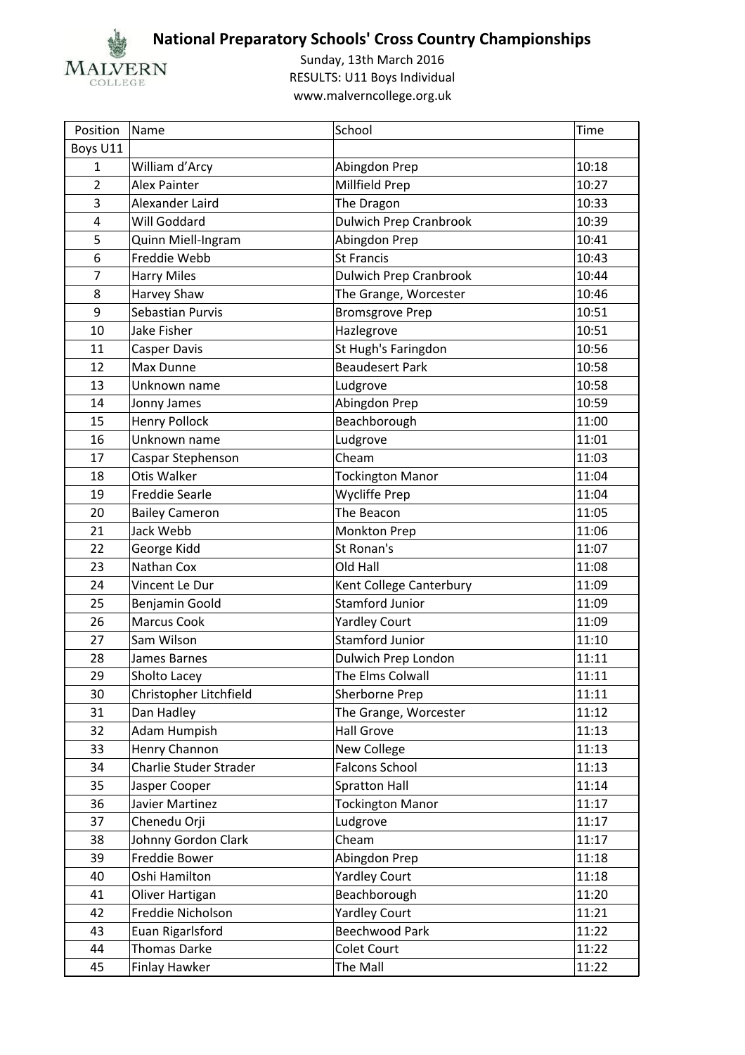MALVERN COLLEGE

# National Preparatory Schools' Cross Country Championships

Sunday, 13th March 2016

RESULTS: U11 Boys Individual

www.malverncollege.org.uk

| Position | Name | School | Time |
|---|---|---|---|
| Boys U11 | | | |
| 1 | William d'Arcy | Abingdon Prep | 10:18 |
| 2 | Alex Painter | Millfield Prep | 10:27 |
| 3 | Alexander Laird | The Dragon | 10:33 |
| 4 | Will Goddard | Dulwich Prep Cranbrook | 10:39 |
| 5 | Quinn Miell-Ingram | Abingdon Prep | 10:41 |
| 6 | Freddie Webb | St Francis | 10:43 |
| 7 | Harry Miles | Dulwich Prep Cranbrook | 10:44 |
| 8 | Harvey Shaw | The Grange, Worcester | 10:46 |
| 9 | Sebastian Purvis | Bromsgrove Prep | 10:51 |
| 10 | Jake Fisher | Hazlegrove | 10:51 |
| 11 | Casper Davis | St Hugh's Faringdon | 10:56 |
| 12 | Max Dunne | Beaudesert Park | 10:58 |
| 13 | Unknown name | Ludgrove | 10:58 |
| 14 | Jonny James | Abingdon Prep | 10:59 |
| 15 | Henry Pollock | Beachborough | 11:00 |
| 16 | Unknown name | Ludgrove | 11:01 |
| 17 | Caspar Stephenson | Cheam | 11:03 |
| 18 | Otis Walker | Tockington Manor | 11:04 |
| 19 | Freddie Searle | Wycliffe Prep | 11:04 |
| 20 | Bailey Cameron | The Beacon | 11:05 |
| 21 | Jack Webb | Monkton Prep | 11:06 |
| 22 | George Kidd | St Ronan's | 11:07 |
| 23 | Nathan Cox | Old Hall | 11:08 |
| 24 | Vincent Le Dur | Kent College Canterbury | 11:09 |
| 25 | Benjamin Goold | Stamford Junior | 11:09 |
| 26 | Marcus Cook | Yardley Court | 11:09 |
| 27 | Sam Wilson | Stamford Junior | 11:10 |
| 28 | James Barnes | Dulwich Prep London | 11:11 |
| 29 | Sholto Lacey | The Elms Colwall | 11:11 |
| 30 | Christopher Litchfield | Sherborne Prep | 11:11 |
| 31 | Dan Hadley | The Grange, Worcester | 11:12 |
| 32 | Adam Humpish | Hall Grove | 11:13 |
| 33 | Henry Channon | New College | 11:13 |
| 34 | Charlie Studer Strader | Falcons School | 11:13 |
| 35 | Jasper Cooper | Spratton Hall | 11:14 |
| 36 | Javier Martinez | Tockington Manor | 11:17 |
| 37 | Chenedu Orji | Ludgrove | 11:17 |
| 38 | Johnny Gordon Clark | Cheam | 11:17 |
| 39 | Freddie Bower | Abingdon Prep | 11:18 |
| 40 | Oshi Hamilton | Yardley Court | 11:18 |
| 41 | Oliver Hartigan | Beachborough | 11:20 |
| 42 | Freddie Nicholson | Yardley Court | 11:21 |
| 43 | Euan Rigarlsford | Beechwood Park | 11:22 |
| 44 | Thomas Darke | Colet Court | 11:22 |
| 45 | Finlay Hawker | The Mall | 11:22 |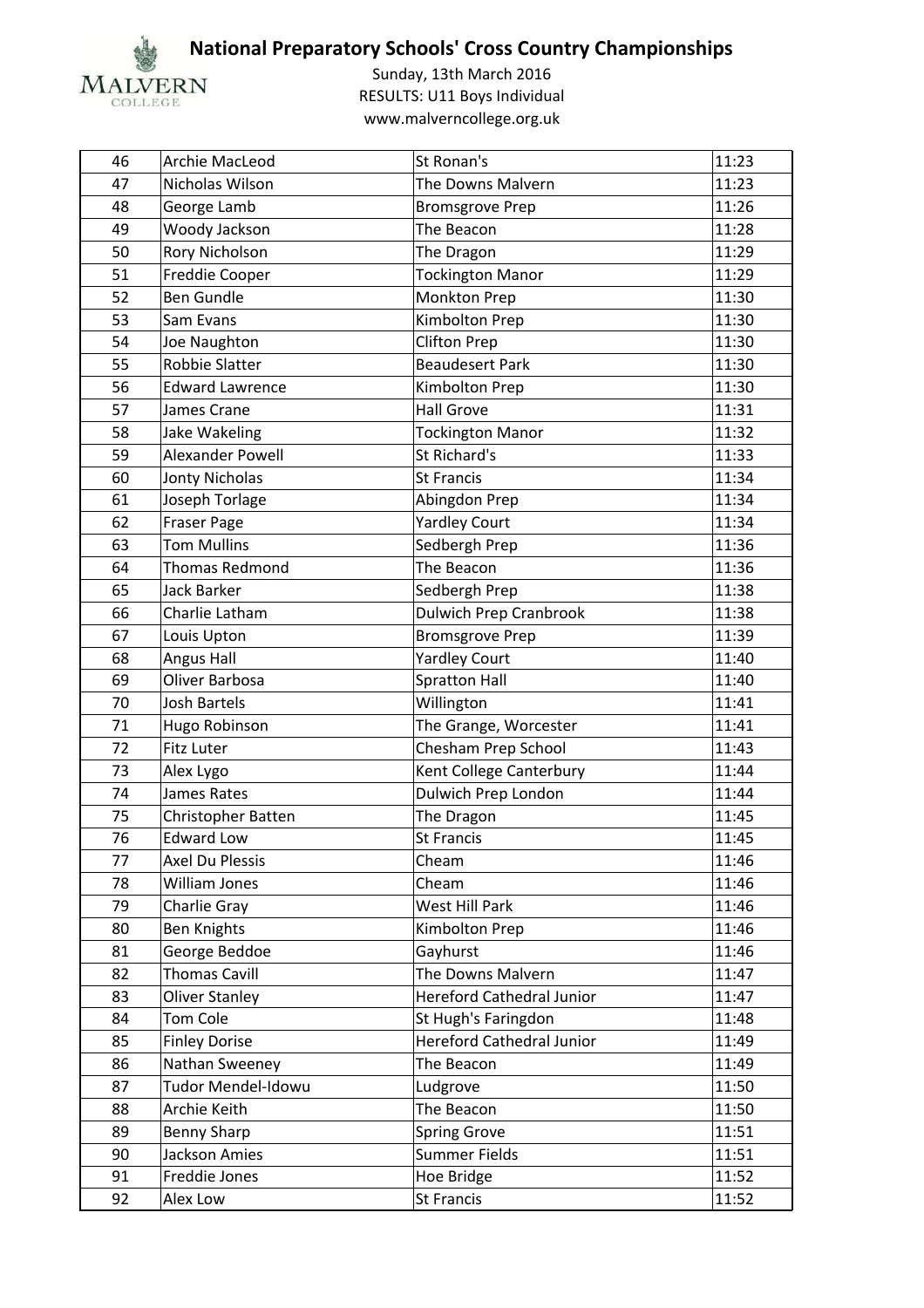# National Preparatory Schools' Cross Country Championships

Sunday, 13th March 2016
RESULTS: U11 Boys Individual
www.malverncollege.org.uk

| | | | |
|---|---|---|---|
| 46 | Archie MacLeod | St Ronan's | 11:23 |
| 47 | Nicholas Wilson | The Downs Malvern | 11:23 |
| 48 | George Lamb | Bromsgrove Prep | 11:26 |
| 49 | Woody Jackson | The Beacon | 11:28 |
| 50 | Rory Nicholson | The Dragon | 11:29 |
| 51 | Freddie Cooper | Tockington Manor | 11:29 |
| 52 | Ben Gundle | Monkton Prep | 11:30 |
| 53 | Sam Evans | Kimbolton Prep | 11:30 |
| 54 | Joe Naughton | Clifton Prep | 11:30 |
| 55 | Robbie Slatter | Beaudesert Park | 11:30 |
| 56 | Edward Lawrence | Kimbolton Prep | 11:30 |
| 57 | James Crane | Hall Grove | 11:31 |
| 58 | Jake Wakeling | Tockington Manor | 11:32 |
| 59 | Alexander Powell | St Richard's | 11:33 |
| 60 | Jonty Nicholas | St Francis | 11:34 |
| 61 | Joseph Torlage | Abingdon Prep | 11:34 |
| 62 | Fraser Page | Yardley Court | 11:34 |
| 63 | Tom Mullins | Sedbergh Prep | 11:36 |
| 64 | Thomas Redmond | The Beacon | 11:36 |
| 65 | Jack Barker | Sedbergh Prep | 11:38 |
| 66 | Charlie Latham | Dulwich Prep Cranbrook | 11:38 |
| 67 | Louis Upton | Bromsgrove Prep | 11:39 |
| 68 | Angus Hall | Yardley Court | 11:40 |
| 69 | Oliver Barbosa | Spratton Hall | 11:40 |
| 70 | Josh Bartels | Willington | 11:41 |
| 71 | Hugo Robinson | The Grange, Worcester | 11:41 |
| 72 | Fitz Luter | Chesham Prep School | 11:43 |
| 73 | Alex Lygo | Kent College Canterbury | 11:44 |
| 74 | James Rates | Dulwich Prep London | 11:44 |
| 75 | Christopher Batten | The Dragon | 11:45 |
| 76 | Edward Low | St Francis | 11:45 |
| 77 | Axel Du Plessis | Cheam | 11:46 |
| 78 | William Jones | Cheam | 11:46 |
| 79 | Charlie Gray | West Hill Park | 11:46 |
| 80 | Ben Knights | Kimbolton Prep | 11:46 |
| 81 | George Beddoe | Gayhurst | 11:46 |
| 82 | Thomas Cavill | The Downs Malvern | 11:47 |
| 83 | Oliver Stanley | Hereford Cathedral Junior | 11:47 |
| 84 | Tom Cole | St Hugh's Faringdon | 11:48 |
| 85 | Finley Dorise | Hereford Cathedral Junior | 11:49 |
| 86 | Nathan Sweeney | The Beacon | 11:49 |
| 87 | Tudor Mendel-Idowu | Ludgrove | 11:50 |
| 88 | Archie Keith | The Beacon | 11:50 |
| 89 | Benny Sharp | Spring Grove | 11:51 |
| 90 | Jackson Amies | Summer Fields | 11:51 |
| 91 | Freddie Jones | Hoe Bridge | 11:52 |
| 92 | Alex Low | St Francis | 11:52 |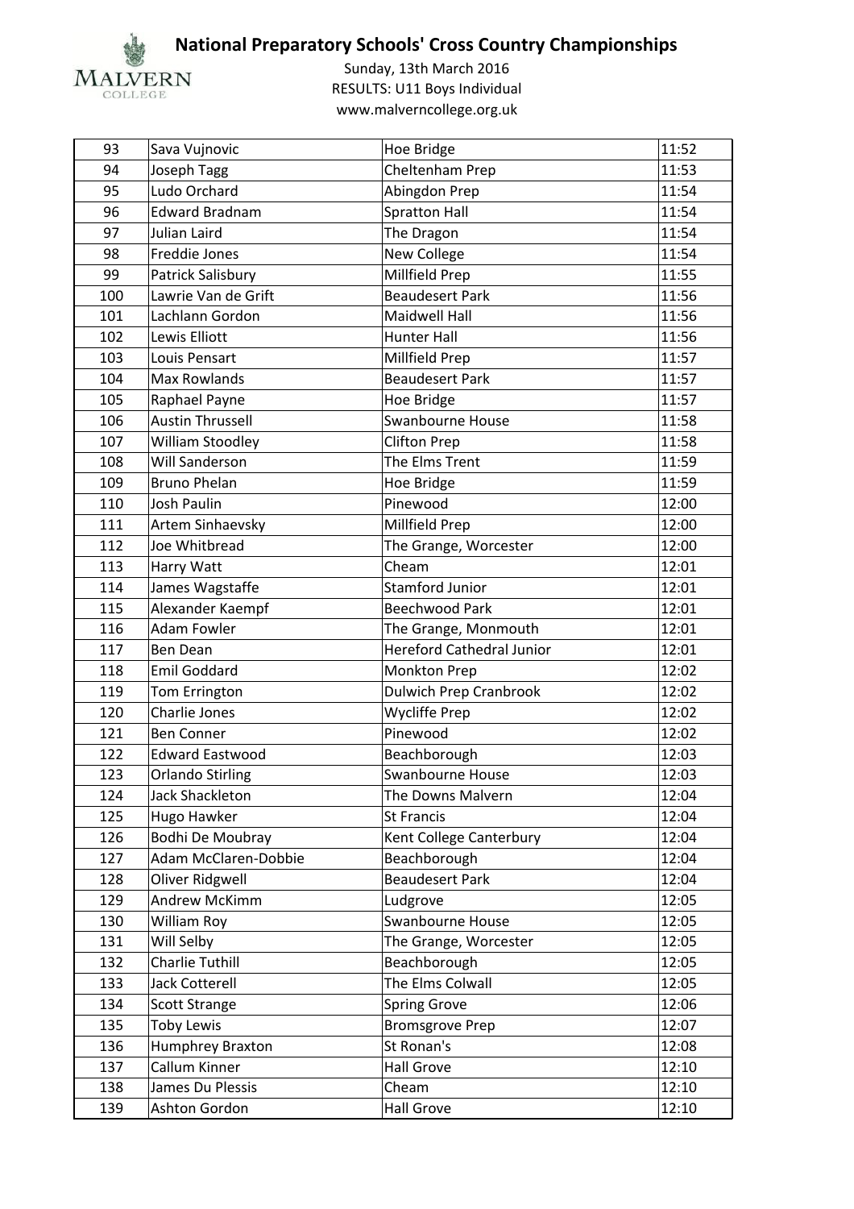# National Preparatory Schools' Cross Country Championships

Sunday, 13th March 2016
RESULTS: U11 Boys Individual
www.malverncollege.org.uk

| | | | |
|---|---|---|---|
| 93 | Sava Vujnovic | Hoe Bridge | 11:52 |
| 94 | Joseph Tagg | Cheltenham Prep | 11:53 |
| 95 | Ludo Orchard | Abingdon Prep | 11:54 |
| 96 | Edward Bradnam | Spratton Hall | 11:54 |
| 97 | Julian Laird | The Dragon | 11:54 |
| 98 | Freddie Jones | New College | 11:54 |
| 99 | Patrick Salisbury | Millfield Prep | 11:55 |
| 100 | Lawrie Van de Grift | Beaudesert Park | 11:56 |
| 101 | Lachlann Gordon | Maidwell Hall | 11:56 |
| 102 | Lewis Elliott | Hunter Hall | 11:56 |
| 103 | Louis Pensart | Millfield Prep | 11:57 |
| 104 | Max Rowlands | Beaudesert Park | 11:57 |
| 105 | Raphael Payne | Hoe Bridge | 11:57 |
| 106 | Austin Thrussell | Swanbourne House | 11:58 |
| 107 | William Stoodley | Clifton Prep | 11:58 |
| 108 | Will Sanderson | The Elms Trent | 11:59 |
| 109 | Bruno Phelan | Hoe Bridge | 11:59 |
| 110 | Josh Paulin | Pinewood | 12:00 |
| 111 | Artem Sinhaevsky | Millfield Prep | 12:00 |
| 112 | Joe Whitbread | The Grange, Worcester | 12:00 |
| 113 | Harry Watt | Cheam | 12:01 |
| 114 | James Wagstaffe | Stamford Junior | 12:01 |
| 115 | Alexander Kaempf | Beechwood Park | 12:01 |
| 116 | Adam Fowler | The Grange, Monmouth | 12:01 |
| 117 | Ben Dean | Hereford Cathedral Junior | 12:01 |
| 118 | Emil Goddard | Monkton Prep | 12:02 |
| 119 | Tom Errington | Dulwich Prep Cranbrook | 12:02 |
| 120 | Charlie Jones | Wycliffe Prep | 12:02 |
| 121 | Ben Conner | Pinewood | 12:02 |
| 122 | Edward Eastwood | Beachborough | 12:03 |
| 123 | Orlando Stirling | Swanbourne House | 12:03 |
| 124 | Jack Shackleton | The Downs Malvern | 12:04 |
| 125 | Hugo Hawker | St Francis | 12:04 |
| 126 | Bodhi De Moubray | Kent College Canterbury | 12:04 |
| 127 | Adam McClaren-Dobbie | Beachborough | 12:04 |
| 128 | Oliver Ridgwell | Beaudesert Park | 12:04 |
| 129 | Andrew McKimm | Ludgrove | 12:05 |
| 130 | William Roy | Swanbourne House | 12:05 |
| 131 | Will Selby | The Grange, Worcester | 12:05 |
| 132 | Charlie Tuthill | Beachborough | 12:05 |
| 133 | Jack Cotterell | The Elms Colwall | 12:05 |
| 134 | Scott Strange | Spring Grove | 12:06 |
| 135 | Toby Lewis | Bromsgrove Prep | 12:07 |
| 136 | Humphrey Braxton | St Ronan's | 12:08 |
| 137 | Callum Kinner | Hall Grove | 12:10 |
| 138 | James Du Plessis | Cheam | 12:10 |
| 139 | Ashton Gordon | Hall Grove | 12:10 |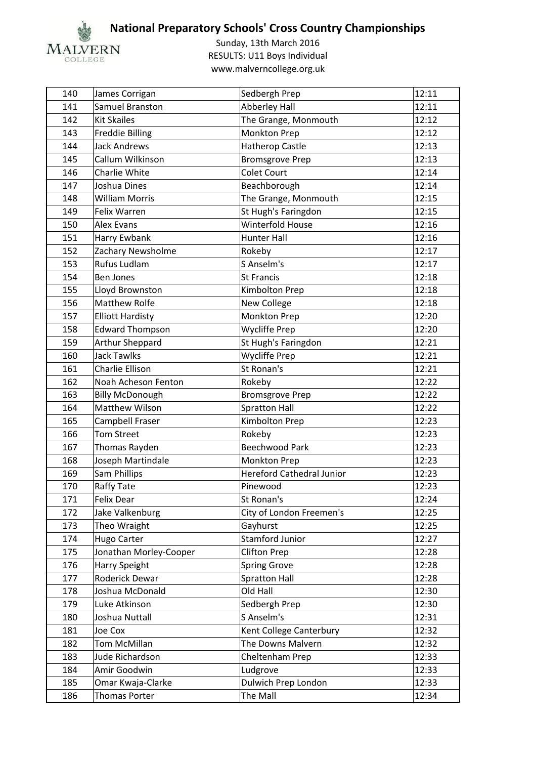# National Preparatory Schools' Cross Country Championships

Sunday, 13th March 2016
RESULTS: U11 Boys Individual
www.malverncollege.org.uk

| 140 | James Corrigan | Sedbergh Prep | 12:11 |
|---|---|---|---|
| 141 | Samuel Branston | Abberley Hall | 12:11 |
| 142 | Kit Skailes | The Grange, Monmouth | 12:12 |
| 143 | Freddie Billing | Monkton Prep | 12:12 |
| 144 | Jack Andrews | Hatherop Castle | 12:13 |
| 145 | Callum Wilkinson | Bromsgrove Prep | 12:13 |
| 146 | Charlie White | Colet Court | 12:14 |
| 147 | Joshua Dines | Beachborough | 12:14 |
| 148 | William Morris | The Grange, Monmouth | 12:15 |
| 149 | Felix Warren | St Hugh's Faringdon | 12:15 |
| 150 | Alex Evans | Winterfold House | 12:16 |
| 151 | Harry Ewbank | Hunter Hall | 12:16 |
| 152 | Zachary Newsholme | Rokeby | 12:17 |
| 153 | Rufus Ludlam | S Anselm's | 12:17 |
| 154 | Ben Jones | St Francis | 12:18 |
| 155 | Lloyd Brownston | Kimbolton Prep | 12:18 |
| 156 | Matthew Rolfe | New College | 12:18 |
| 157 | Elliott Hardisty | Monkton Prep | 12:20 |
| 158 | Edward Thompson | Wycliffe Prep | 12:20 |
| 159 | Arthur Sheppard | St Hugh's Faringdon | 12:21 |
| 160 | Jack Tawlks | Wycliffe Prep | 12:21 |
| 161 | Charlie Ellison | St Ronan's | 12:21 |
| 162 | Noah Acheson Fenton | Rokeby | 12:22 |
| 163 | Billy McDonough | Bromsgrove Prep | 12:22 |
| 164 | Matthew Wilson | Spratton Hall | 12:22 |
| 165 | Campbell Fraser | Kimbolton Prep | 12:23 |
| 166 | Tom Street | Rokeby | 12:23 |
| 167 | Thomas Rayden | Beechwood Park | 12:23 |
| 168 | Joseph Martindale | Monkton Prep | 12:23 |
| 169 | Sam Phillips | Hereford Cathedral Junior | 12:23 |
| 170 | Raffy Tate | Pinewood | 12:23 |
| 171 | Felix Dear | St Ronan's | 12:24 |
| 172 | Jake Valkenburg | City of London Freemen's | 12:25 |
| 173 | Theo Wraight | Gayhurst | 12:25 |
| 174 | Hugo Carter | Stamford Junior | 12:27 |
| 175 | Jonathan Morley-Cooper | Clifton Prep | 12:28 |
| 176 | Harry Speight | Spring Grove | 12:28 |
| 177 | Roderick Dewar | Spratton Hall | 12:28 |
| 178 | Joshua McDonald | Old Hall | 12:30 |
| 179 | Luke Atkinson | Sedbergh Prep | 12:30 |
| 180 | Joshua Nuttall | S Anselm's | 12:31 |
| 181 | Joe Cox | Kent College Canterbury | 12:32 |
| 182 | Tom McMillan | The Downs Malvern | 12:32 |
| 183 | Jude Richardson | Cheltenham Prep | 12:33 |
| 184 | Amir Goodwin | Ludgrove | 12:33 |
| 185 | Omar Kwaja-Clarke | Dulwich Prep London | 12:33 |
| 186 | Thomas Porter | The Mall | 12:34 |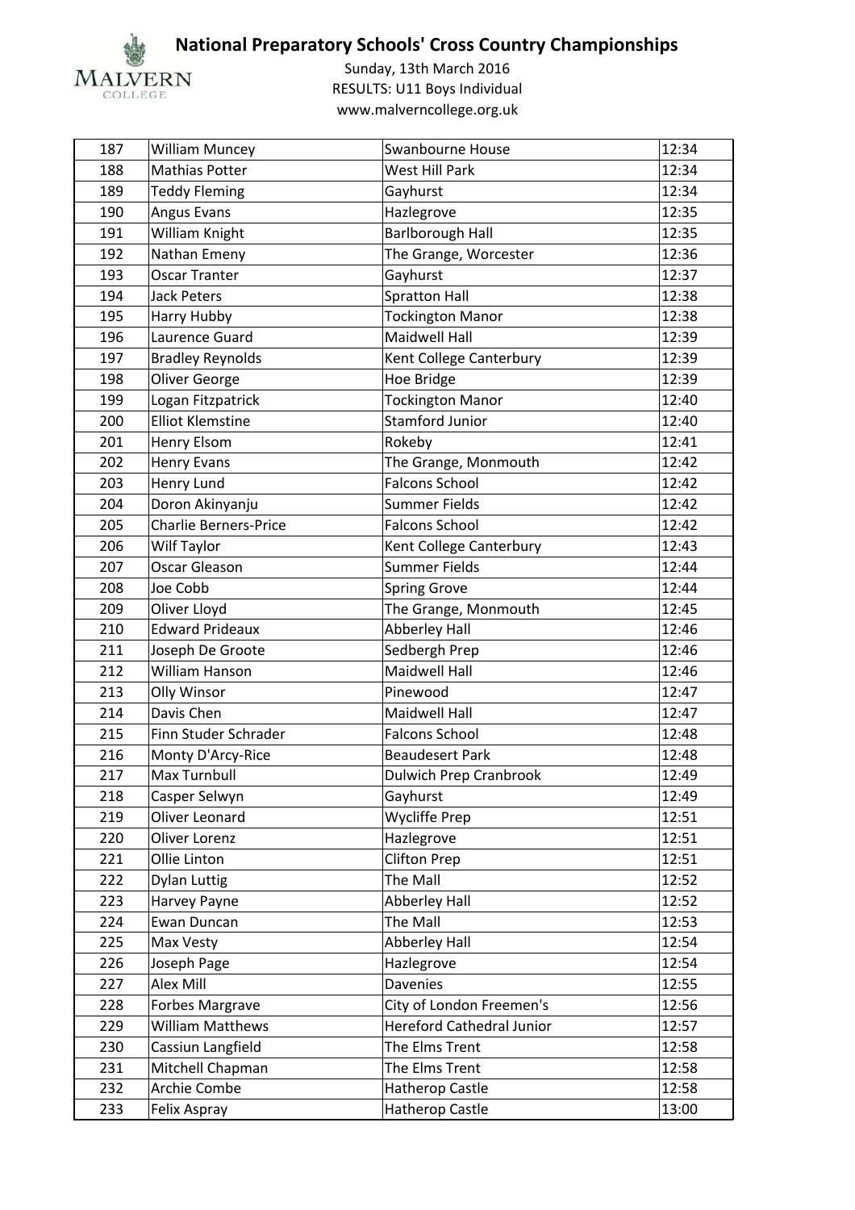# National Preparatory Schools' Cross Country Championships

Sunday, 13th March 2016
RESULTS: U11 Boys Individual
www.malverncollege.org.uk

| | | | |
|---|---|---|---|
| 187 | William Muncey | Swanbourne House | 12:34 |
| 188 | Mathias Potter | West Hill Park | 12:34 |
| 189 | Teddy Fleming | Gayhurst | 12:34 |
| 190 | Angus Evans | Hazlegrove | 12:35 |
| 191 | William Knight | Barlborough Hall | 12:35 |
| 192 | Nathan Emeny | The Grange, Worcester | 12:36 |
| 193 | Oscar Tranter | Gayhurst | 12:37 |
| 194 | Jack Peters | Spratton Hall | 12:38 |
| 195 | Harry Hubby | Tockington Manor | 12:38 |
| 196 | Laurence Guard | Maidwell Hall | 12:39 |
| 197 | Bradley Reynolds | Kent College Canterbury | 12:39 |
| 198 | Oliver George | Hoe Bridge | 12:39 |
| 199 | Logan Fitzpatrick | Tockington Manor | 12:40 |
| 200 | Elliot Klemstine | Stamford Junior | 12:40 |
| 201 | Henry Elsom | Rokeby | 12:41 |
| 202 | Henry Evans | The Grange, Monmouth | 12:42 |
| 203 | Henry Lund | Falcons School | 12:42 |
| 204 | Doron Akinyanju | Summer Fields | 12:42 |
| 205 | Charlie Berners-Price | Falcons School | 12:42 |
| 206 | Wilf Taylor | Kent College Canterbury | 12:43 |
| 207 | Oscar Gleason | Summer Fields | 12:44 |
| 208 | Joe Cobb | Spring Grove | 12:44 |
| 209 | Oliver Lloyd | The Grange, Monmouth | 12:45 |
| 210 | Edward Prideaux | Abberley Hall | 12:46 |
| 211 | Joseph De Groote | Sedbergh Prep | 12:46 |
| 212 | William Hanson | Maidwell Hall | 12:46 |
| 213 | Olly Winsor | Pinewood | 12:47 |
| 214 | Davis Chen | Maidwell Hall | 12:47 |
| 215 | Finn Studer Schrader | Falcons School | 12:48 |
| 216 | Monty D'Arcy-Rice | Beaudesert Park | 12:48 |
| 217 | Max Turnbull | Dulwich Prep Cranbrook | 12:49 |
| 218 | Casper Selwyn | Gayhurst | 12:49 |
| 219 | Oliver Leonard | Wycliffe Prep | 12:51 |
| 220 | Oliver Lorenz | Hazlegrove | 12:51 |
| 221 | Ollie Linton | Clifton Prep | 12:51 |
| 222 | Dylan Luttig | The Mall | 12:52 |
| 223 | Harvey Payne | Abberley Hall | 12:52 |
| 224 | Ewan Duncan | The Mall | 12:53 |
| 225 | Max Vesty | Abberley Hall | 12:54 |
| 226 | Joseph Page | Hazlegrove | 12:54 |
| 227 | Alex Mill | Davenies | 12:55 |
| 228 | Forbes Margrave | City of London Freemen's | 12:56 |
| 229 | William Matthews | Hereford Cathedral Junior | 12:57 |
| 230 | Cassiun Langfield | The Elms Trent | 12:58 |
| 231 | Mitchell Chapman | The Elms Trent | 12:58 |
| 232 | Archie Combe | Hatherop Castle | 12:58 |
| 233 | Felix Aspray | Hatherop Castle | 13:00 |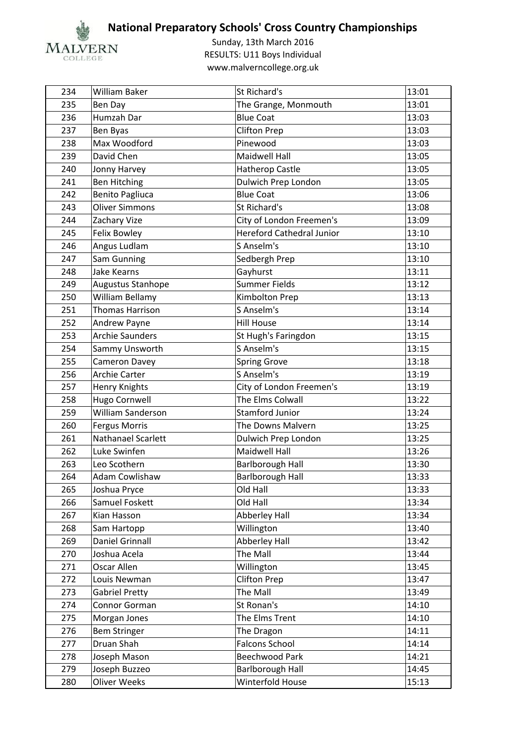# National Preparatory Schools' Cross Country Championships

Sunday, 13th March 2016
RESULTS: U11 Boys Individual
www.malverncollege.org.uk

| | | | |
|---|---|---|---|
| 234 | William Baker | St Richard's | 13:01 |
| 235 | Ben Day | The Grange, Monmouth | 13:01 |
| 236 | Humzah Dar | Blue Coat | 13:03 |
| 237 | Ben Byas | Clifton Prep | 13:03 |
| 238 | Max Woodford | Pinewood | 13:03 |
| 239 | David Chen | Maidwell Hall | 13:05 |
| 240 | Jonny Harvey | Hatherop Castle | 13:05 |
| 241 | Ben Hitching | Dulwich Prep London | 13:05 |
| 242 | Benito Pagliuca | Blue Coat | 13:06 |
| 243 | Oliver Simmons | St Richard's | 13:08 |
| 244 | Zachary Vize | City of London Freemen's | 13:09 |
| 245 | Felix Bowley | Hereford Cathedral Junior | 13:10 |
| 246 | Angus Ludlam | S Anselm's | 13:10 |
| 247 | Sam Gunning | Sedbergh Prep | 13:10 |
| 248 | Jake Kearns | Gayhurst | 13:11 |
| 249 | Augustus Stanhope | Summer Fields | 13:12 |
| 250 | William Bellamy | Kimbolton Prep | 13:13 |
| 251 | Thomas Harrison | S Anselm's | 13:14 |
| 252 | Andrew Payne | Hill House | 13:14 |
| 253 | Archie Saunders | St Hugh's Faringdon | 13:15 |
| 254 | Sammy Unsworth | S Anselm's | 13:15 |
| 255 | Cameron Davey | Spring Grove | 13:18 |
| 256 | Archie Carter | S Anselm's | 13:19 |
| 257 | Henry Knights | City of London Freemen's | 13:19 |
| 258 | Hugo Cornwell | The Elms Colwall | 13:22 |
| 259 | William Sanderson | Stamford Junior | 13:24 |
| 260 | Fergus Morris | The Downs Malvern | 13:25 |
| 261 | Nathanael Scarlett | Dulwich Prep London | 13:25 |
| 262 | Luke Swinfen | Maidwell Hall | 13:26 |
| 263 | Leo Scothern | Barlborough Hall | 13:30 |
| 264 | Adam Cowlishaw | Barlborough Hall | 13:33 |
| 265 | Joshua Pryce | Old Hall | 13:33 |
| 266 | Samuel Foskett | Old Hall | 13:34 |
| 267 | Kian Hasson | Abberley Hall | 13:34 |
| 268 | Sam Hartopp | Willington | 13:40 |
| 269 | Daniel Grinnall | Abberley Hall | 13:42 |
| 270 | Joshua Acela | The Mall | 13:44 |
| 271 | Oscar Allen | Willington | 13:45 |
| 272 | Louis Newman | Clifton Prep | 13:47 |
| 273 | Gabriel Pretty | The Mall | 13:49 |
| 274 | Connor Gorman | St Ronan's | 14:10 |
| 275 | Morgan Jones | The Elms Trent | 14:10 |
| 276 | Bem Stringer | The Dragon | 14:11 |
| 277 | Druan Shah | Falcons School | 14:14 |
| 278 | Joseph Mason | Beechwood Park | 14:21 |
| 279 | Joseph Buzzeo | Barlborough Hall | 14:45 |
| 280 | Oliver Weeks | Winterfold House | 15:13 |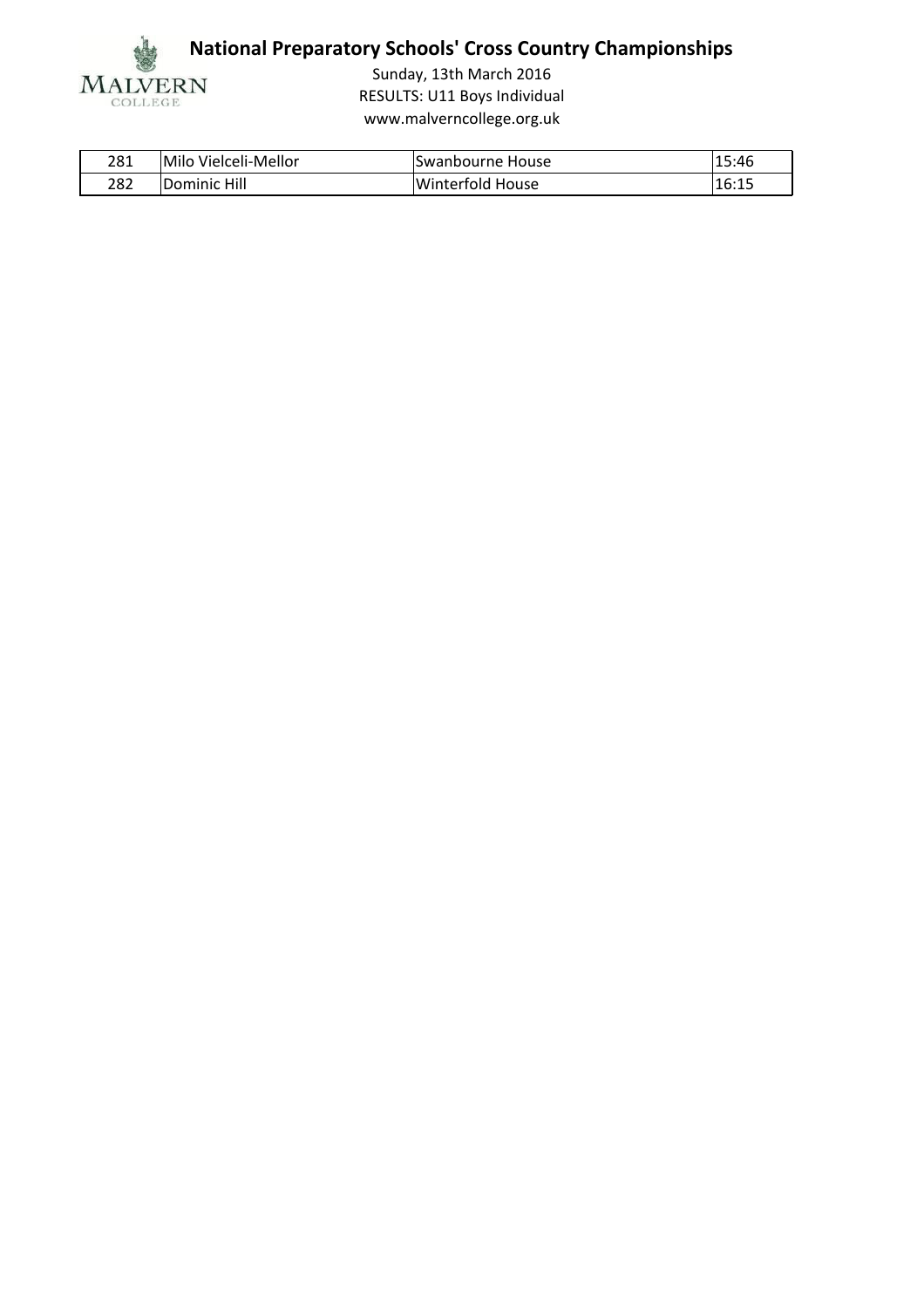# National Preparatory Schools' Cross Country Championships

Sunday, 13th March 2016

RESULTS: U11 Boys Individual

www.malverncollege.org.uk

| | | | |
|---|---|---|---|
| 281 | Milo Vielceli-Mellor | Swanbourne House | 15:46 |
| 282 | Dominic Hill | Winterfold House | 16:15 |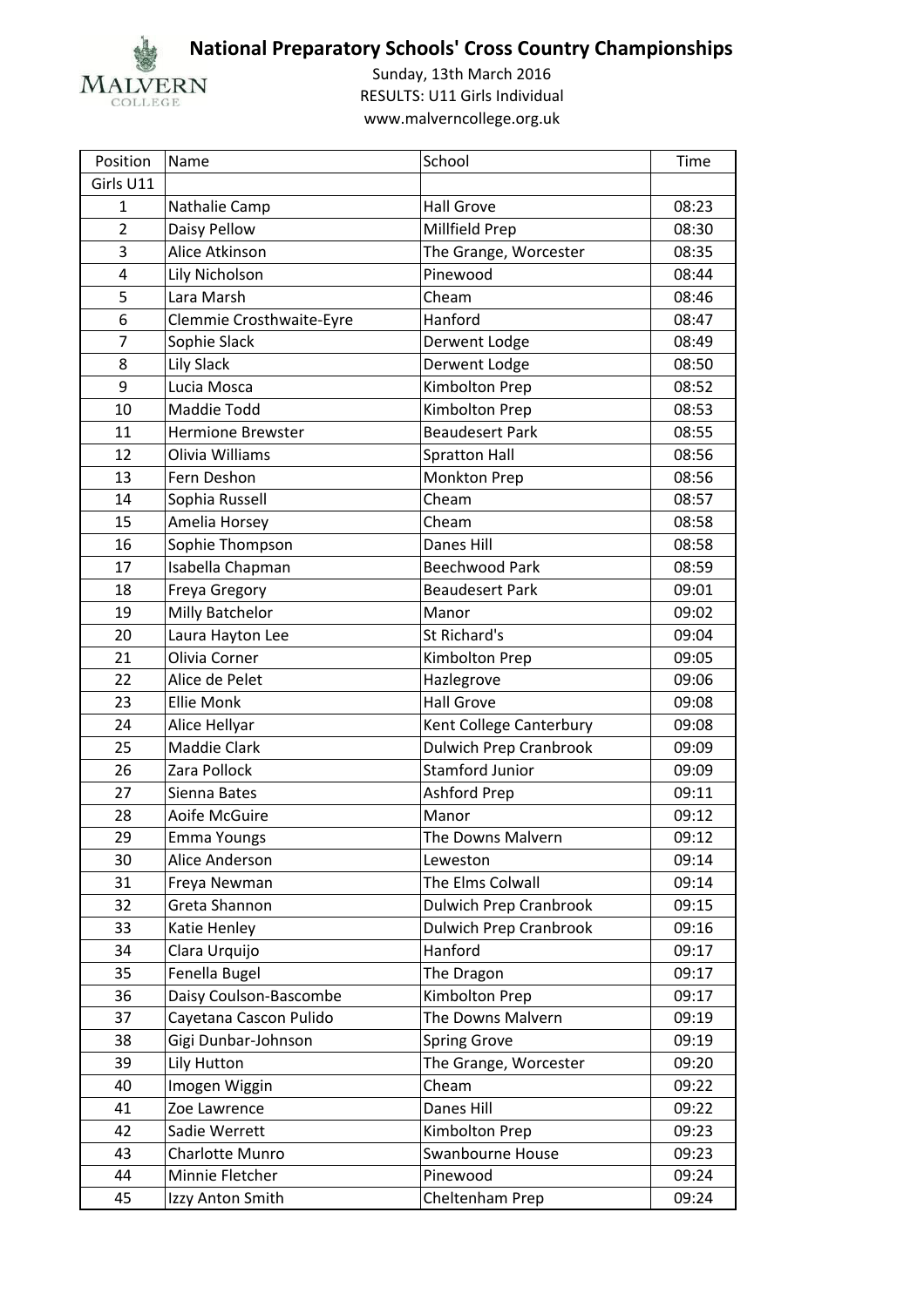# National Preparatory Schools' Cross Country Championships

Sunday, 13th March 2016
RESULTS: U11 Girls Individual
www.malverncollege.org.uk

| Position | Name | School | Time |
|---|---|---|---|
| Girls U11 | | | |
| 1 | Nathalie Camp | Hall Grove | 08:23 |
| 2 | Daisy Pellow | Millfield Prep | 08:30 |
| 3 | Alice Atkinson | The Grange, Worcester | 08:35 |
| 4 | Lily Nicholson | Pinewood | 08:44 |
| 5 | Lara Marsh | Cheam | 08:46 |
| 6 | Clemmie Crosthwaite-Eyre | Hanford | 08:47 |
| 7 | Sophie Slack | Derwent Lodge | 08:49 |
| 8 | Lily Slack | Derwent Lodge | 08:50 |
| 9 | Lucia Mosca | Kimbolton Prep | 08:52 |
| 10 | Maddie Todd | Kimbolton Prep | 08:53 |
| 11 | Hermione Brewster | Beaudesert Park | 08:55 |
| 12 | Olivia Williams | Spratton Hall | 08:56 |
| 13 | Fern Deshon | Monkton Prep | 08:56 |
| 14 | Sophia Russell | Cheam | 08:57 |
| 15 | Amelia Horsey | Cheam | 08:58 |
| 16 | Sophie Thompson | Danes Hill | 08:58 |
| 17 | Isabella Chapman | Beechwood Park | 08:59 |
| 18 | Freya Gregory | Beaudesert Park | 09:01 |
| 19 | Milly Batchelor | Manor | 09:02 |
| 20 | Laura Hayton Lee | St Richard's | 09:04 |
| 21 | Olivia Corner | Kimbolton Prep | 09:05 |
| 22 | Alice de Pelet | Hazlegrove | 09:06 |
| 23 | Ellie Monk | Hall Grove | 09:08 |
| 24 | Alice Hellyar | Kent College Canterbury | 09:08 |
| 25 | Maddie Clark | Dulwich Prep Cranbrook | 09:09 |
| 26 | Zara Pollock | Stamford Junior | 09:09 |
| 27 | Sienna Bates | Ashford Prep | 09:11 |
| 28 | Aoife McGuire | Manor | 09:12 |
| 29 | Emma Youngs | The Downs Malvern | 09:12 |
| 30 | Alice Anderson | Leweston | 09:14 |
| 31 | Freya Newman | The Elms Colwall | 09:14 |
| 32 | Greta Shannon | Dulwich Prep Cranbrook | 09:15 |
| 33 | Katie Henley | Dulwich Prep Cranbrook | 09:16 |
| 34 | Clara Urquijo | Hanford | 09:17 |
| 35 | Fenella Bugel | The Dragon | 09:17 |
| 36 | Daisy Coulson-Bascombe | Kimbolton Prep | 09:17 |
| 37 | Cayetana Cascon Pulido | The Downs Malvern | 09:19 |
| 38 | Gigi Dunbar-Johnson | Spring Grove | 09:19 |
| 39 | Lily Hutton | The Grange, Worcester | 09:20 |
| 40 | Imogen Wiggin | Cheam | 09:22 |
| 41 | Zoe Lawrence | Danes Hill | 09:22 |
| 42 | Sadie Werrett | Kimbolton Prep | 09:23 |
| 43 | Charlotte Munro | Swanbourne House | 09:23 |
| 44 | Minnie Fletcher | Pinewood | 09:24 |
| 45 | Izzy Anton Smith | Cheltenham Prep | 09:24 |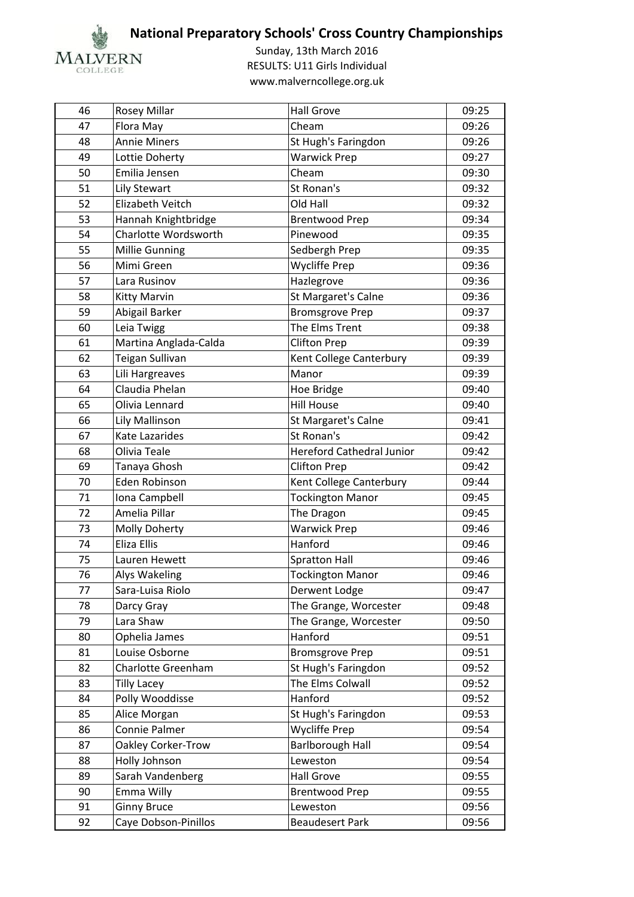# National Preparatory Schools' Cross Country Championships

Sunday, 13th March 2016
RESULTS: U11 Girls Individual
www.malverncollege.org.uk

| | | | |
|---|---|---|---|
| 46 | Rosey Millar | Hall Grove | 09:25 |
| 47 | Flora May | Cheam | 09:26 |
| 48 | Annie Miners | St Hugh's Faringdon | 09:26 |
| 49 | Lottie Doherty | Warwick Prep | 09:27 |
| 50 | Emilia Jensen | Cheam | 09:30 |
| 51 | Lily Stewart | St Ronan's | 09:32 |
| 52 | Elizabeth Veitch | Old Hall | 09:32 |
| 53 | Hannah Knightbridge | Brentwood Prep | 09:34 |
| 54 | Charlotte Wordsworth | Pinewood | 09:35 |
| 55 | Millie Gunning | Sedbergh Prep | 09:35 |
| 56 | Mimi Green | Wycliffe Prep | 09:36 |
| 57 | Lara Rusinov | Hazlegrove | 09:36 |
| 58 | Kitty Marvin | St Margaret's Calne | 09:36 |
| 59 | Abigail Barker | Bromsgrove Prep | 09:37 |
| 60 | Leia Twigg | The Elms Trent | 09:38 |
| 61 | Martina Anglada-Calda | Clifton Prep | 09:39 |
| 62 | Teigan Sullivan | Kent College Canterbury | 09:39 |
| 63 | Lili Hargreaves | Manor | 09:39 |
| 64 | Claudia Phelan | Hoe Bridge | 09:40 |
| 65 | Olivia Lennard | Hill House | 09:40 |
| 66 | Lily Mallinson | St Margaret's Calne | 09:41 |
| 67 | Kate Lazarides | St Ronan's | 09:42 |
| 68 | Olivia Teale | Hereford Cathedral Junior | 09:42 |
| 69 | Tanaya Ghosh | Clifton Prep | 09:42 |
| 70 | Eden Robinson | Kent College Canterbury | 09:44 |
| 71 | Iona Campbell | Tockington Manor | 09:45 |
| 72 | Amelia Pillar | The Dragon | 09:45 |
| 73 | Molly Doherty | Warwick Prep | 09:46 |
| 74 | Eliza Ellis | Hanford | 09:46 |
| 75 | Lauren Hewett | Spratton Hall | 09:46 |
| 76 | Alys Wakeling | Tockington Manor | 09:46 |
| 77 | Sara-Luisa Riolo | Derwent Lodge | 09:47 |
| 78 | Darcy Gray | The Grange, Worcester | 09:48 |
| 79 | Lara Shaw | The Grange, Worcester | 09:50 |
| 80 | Ophelia James | Hanford | 09:51 |
| 81 | Louise Osborne | Bromsgrove Prep | 09:51 |
| 82 | Charlotte Greenham | St Hugh's Faringdon | 09:52 |
| 83 | Tilly Lacey | The Elms Colwall | 09:52 |
| 84 | Polly Wooddisse | Hanford | 09:52 |
| 85 | Alice Morgan | St Hugh's Faringdon | 09:53 |
| 86 | Connie Palmer | Wycliffe Prep | 09:54 |
| 87 | Oakley Corker-Trow | Barlborough Hall | 09:54 |
| 88 | Holly Johnson | Leweston | 09:54 |
| 89 | Sarah Vandenberg | Hall Grove | 09:55 |
| 90 | Emma Willy | Brentwood Prep | 09:55 |
| 91 | Ginny Bruce | Leweston | 09:56 |
| 92 | Caye Dobson-Pinillos | Beaudesert Park | 09:56 |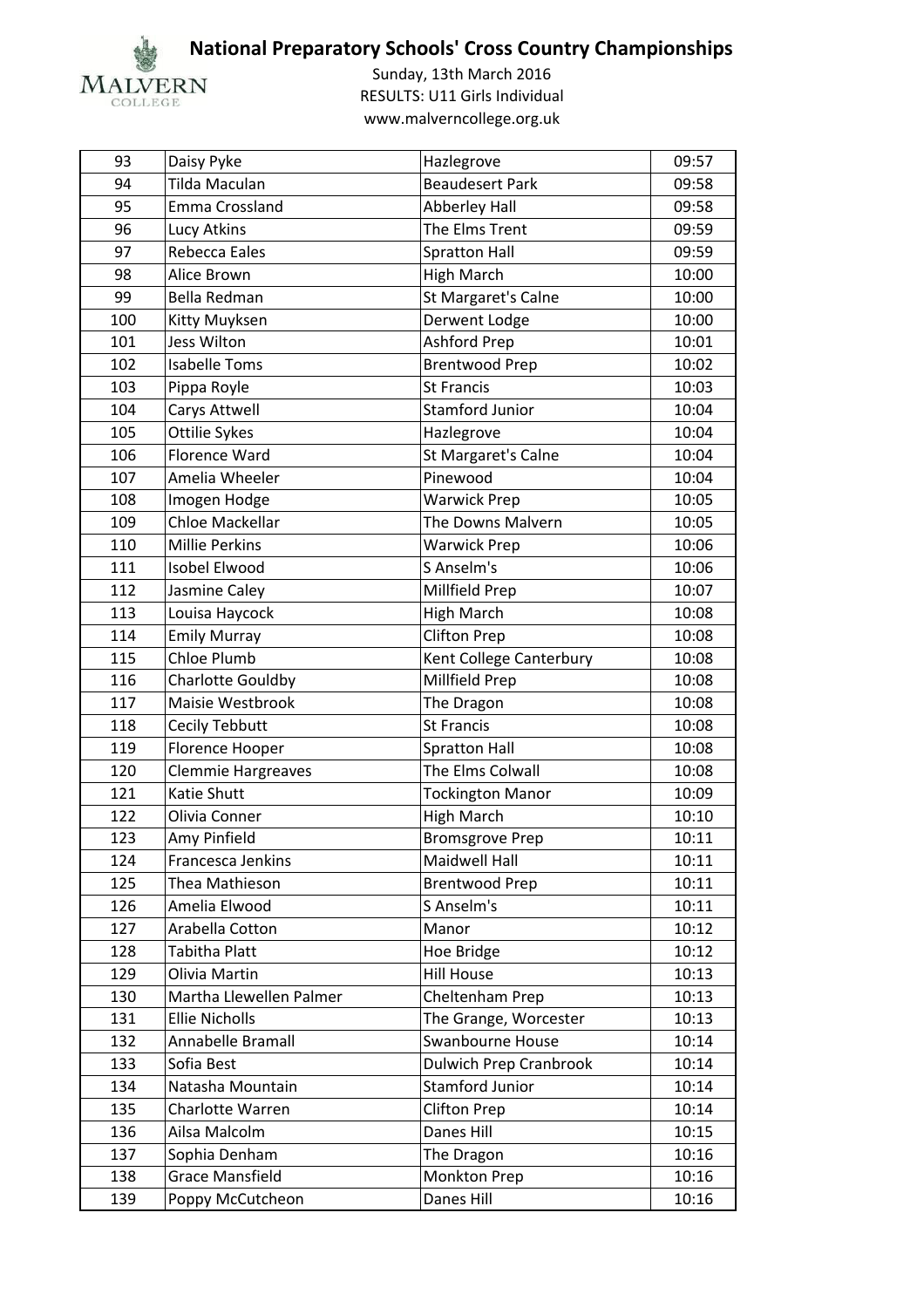# National Preparatory Schools' Cross Country Championships

Sunday, 13th March 2016
RESULTS: U11 Girls Individual
www.malverncollege.org.uk

| | | | |
|---|---|---|---|
| 93 | Daisy Pyke | Hazlegrove | 09:57 |
| 94 | Tilda Maculan | Beaudesert Park | 09:58 |
| 95 | Emma Crossland | Abberley Hall | 09:58 |
| 96 | Lucy Atkins | The Elms Trent | 09:59 |
| 97 | Rebecca Eales | Spratton Hall | 09:59 |
| 98 | Alice Brown | High March | 10:00 |
| 99 | Bella Redman | St Margaret's Calne | 10:00 |
| 100 | Kitty Muyksen | Derwent Lodge | 10:00 |
| 101 | Jess Wilton | Ashford Prep | 10:01 |
| 102 | Isabelle Toms | Brentwood Prep | 10:02 |
| 103 | Pippa Royle | St Francis | 10:03 |
| 104 | Carys Attwell | Stamford Junior | 10:04 |
| 105 | Ottilie Sykes | Hazlegrove | 10:04 |
| 106 | Florence Ward | St Margaret's Calne | 10:04 |
| 107 | Amelia Wheeler | Pinewood | 10:04 |
| 108 | Imogen Hodge | Warwick Prep | 10:05 |
| 109 | Chloe Mackellar | The Downs Malvern | 10:05 |
| 110 | Millie Perkins | Warwick Prep | 10:06 |
| 111 | Isobel Elwood | S Anselm's | 10:06 |
| 112 | Jasmine Caley | Millfield Prep | 10:07 |
| 113 | Louisa Haycock | High March | 10:08 |
| 114 | Emily Murray | Clifton Prep | 10:08 |
| 115 | Chloe Plumb | Kent College Canterbury | 10:08 |
| 116 | Charlotte Gouldby | Millfield Prep | 10:08 |
| 117 | Maisie Westbrook | The Dragon | 10:08 |
| 118 | Cecily Tebbutt | St Francis | 10:08 |
| 119 | Florence Hooper | Spratton Hall | 10:08 |
| 120 | Clemmie Hargreaves | The Elms Colwall | 10:08 |
| 121 | Katie Shutt | Tockington Manor | 10:09 |
| 122 | Olivia Conner | High March | 10:10 |
| 123 | Amy Pinfield | Bromsgrove Prep | 10:11 |
| 124 | Francesca Jenkins | Maidwell Hall | 10:11 |
| 125 | Thea Mathieson | Brentwood Prep | 10:11 |
| 126 | Amelia Elwood | S Anselm's | 10:11 |
| 127 | Arabella Cotton | Manor | 10:12 |
| 128 | Tabitha Platt | Hoe Bridge | 10:12 |
| 129 | Olivia Martin | Hill House | 10:13 |
| 130 | Martha Llewellen Palmer | Cheltenham Prep | 10:13 |
| 131 | Ellie Nicholls | The Grange, Worcester | 10:13 |
| 132 | Annabelle Bramall | Swanbourne House | 10:14 |
| 133 | Sofia Best | Dulwich Prep Cranbrook | 10:14 |
| 134 | Natasha Mountain | Stamford Junior | 10:14 |
| 135 | Charlotte Warren | Clifton Prep | 10:14 |
| 136 | Ailsa Malcolm | Danes Hill | 10:15 |
| 137 | Sophia Denham | The Dragon | 10:16 |
| 138 | Grace Mansfield | Monkton Prep | 10:16 |
| 139 | Poppy McCutcheon | Danes Hill | 10:16 |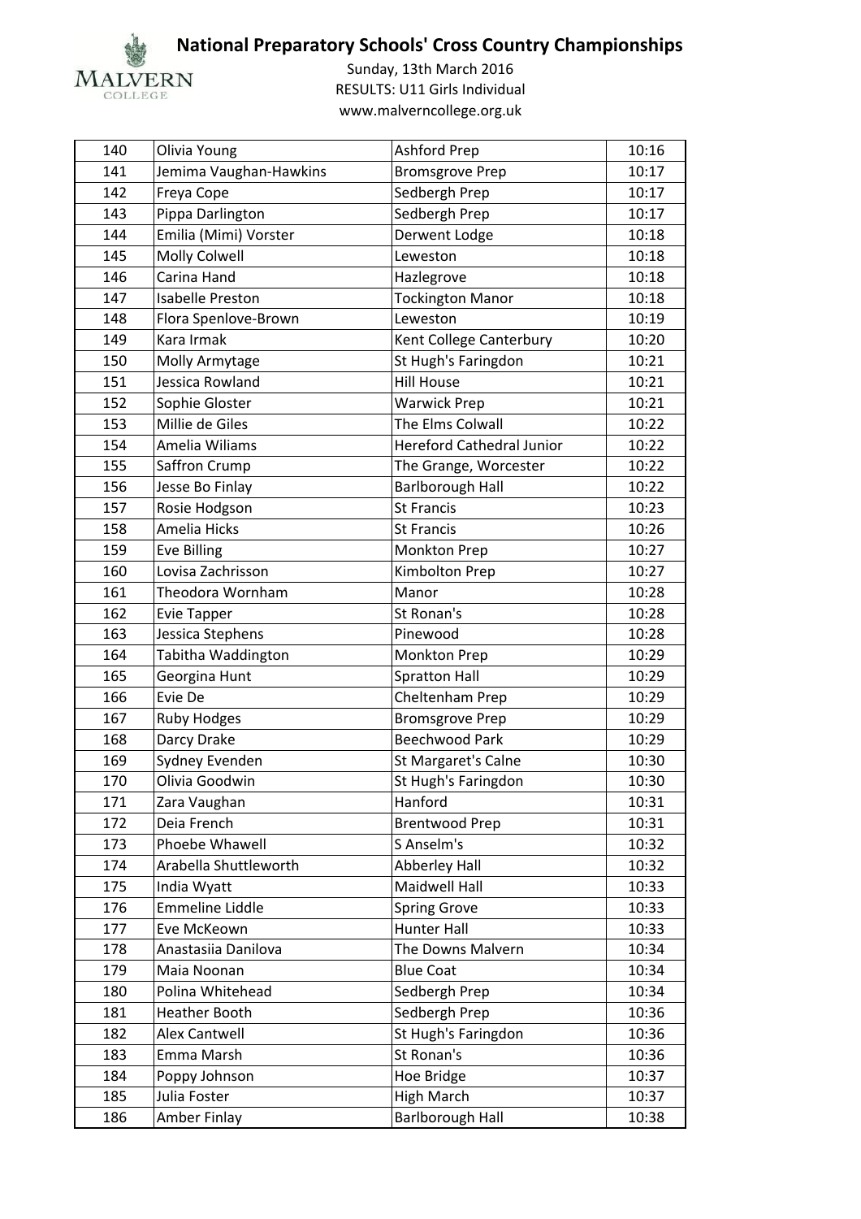# National Preparatory Schools' Cross Country Championships

Sunday, 13th March 2016

RESULTS: U11 Girls Individual

www.malverncollege.org.uk

| | | | |
|---|---|---|---|
| 140 | Olivia Young | Ashford Prep | 10:16 |
| 141 | Jemima Vaughan-Hawkins | Bromsgrove Prep | 10:17 |
| 142 | Freya Cope | Sedbergh Prep | 10:17 |
| 143 | Pippa Darlington | Sedbergh Prep | 10:17 |
| 144 | Emilia (Mimi) Vorster | Derwent Lodge | 10:18 |
| 145 | Molly Colwell | Leweston | 10:18 |
| 146 | Carina Hand | Hazlegrove | 10:18 |
| 147 | Isabelle Preston | Tockington Manor | 10:18 |
| 148 | Flora Spenlove-Brown | Leweston | 10:19 |
| 149 | Kara Irmak | Kent College Canterbury | 10:20 |
| 150 | Molly Armytage | St Hugh's Faringdon | 10:21 |
| 151 | Jessica Rowland | Hill House | 10:21 |
| 152 | Sophie Gloster | Warwick Prep | 10:21 |
| 153 | Millie de Giles | The Elms Colwall | 10:22 |
| 154 | Amelia Wiliams | Hereford Cathedral Junior | 10:22 |
| 155 | Saffron Crump | The Grange, Worcester | 10:22 |
| 156 | Jesse Bo Finlay | Barlborough Hall | 10:22 |
| 157 | Rosie Hodgson | St Francis | 10:23 |
| 158 | Amelia Hicks | St Francis | 10:26 |
| 159 | Eve Billing | Monkton Prep | 10:27 |
| 160 | Lovisa Zachrisson | Kimbolton Prep | 10:27 |
| 161 | Theodora Wornham | Manor | 10:28 |
| 162 | Evie Tapper | St Ronan's | 10:28 |
| 163 | Jessica Stephens | Pinewood | 10:28 |
| 164 | Tabitha Waddington | Monkton Prep | 10:29 |
| 165 | Georgina Hunt | Spratton Hall | 10:29 |
| 166 | Evie De | Cheltenham Prep | 10:29 |
| 167 | Ruby Hodges | Bromsgrove Prep | 10:29 |
| 168 | Darcy Drake | Beechwood Park | 10:29 |
| 169 | Sydney Evenden | St Margaret's Calne | 10:30 |
| 170 | Olivia Goodwin | St Hugh's Faringdon | 10:30 |
| 171 | Zara Vaughan | Hanford | 10:31 |
| 172 | Deia French | Brentwood Prep | 10:31 |
| 173 | Phoebe Whawell | S Anselm's | 10:32 |
| 174 | Arabella Shuttleworth | Abberley Hall | 10:32 |
| 175 | India Wyatt | Maidwell Hall | 10:33 |
| 176 | Emmeline Liddle | Spring Grove | 10:33 |
| 177 | Eve McKeown | Hunter Hall | 10:33 |
| 178 | Anastasiia Danilova | The Downs Malvern | 10:34 |
| 179 | Maia Noonan | Blue Coat | 10:34 |
| 180 | Polina Whitehead | Sedbergh Prep | 10:34 |
| 181 | Heather Booth | Sedbergh Prep | 10:36 |
| 182 | Alex Cantwell | St Hugh's Faringdon | 10:36 |
| 183 | Emma Marsh | St Ronan's | 10:36 |
| 184 | Poppy Johnson | Hoe Bridge | 10:37 |
| 185 | Julia Foster | High March | 10:37 |
| 186 | Amber Finlay | Barlborough Hall | 10:38 |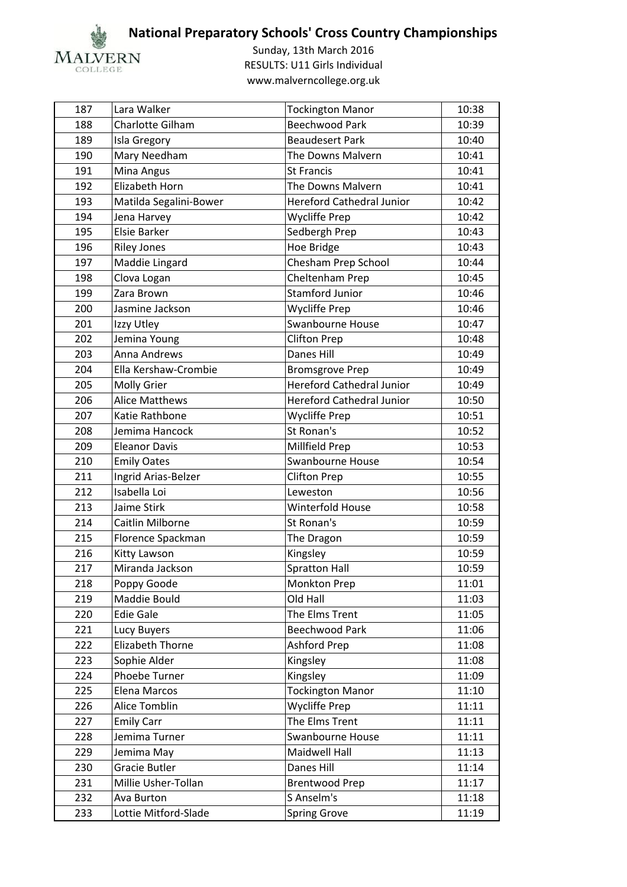# National Preparatory Schools' Cross Country Championships

Sunday, 13th March 2016
RESULTS: U11 Girls Individual
www.malverncollege.org.uk

| | | | |
|---|---|---|---|
| 187 | Lara Walker | Tockington Manor | 10:38 |
| 188 | Charlotte Gilham | Beechwood Park | 10:39 |
| 189 | Isla Gregory | Beaudesert Park | 10:40 |
| 190 | Mary Needham | The Downs Malvern | 10:41 |
| 191 | Mina Angus | St Francis | 10:41 |
| 192 | Elizabeth Horn | The Downs Malvern | 10:41 |
| 193 | Matilda Segalini-Bower | Hereford Cathedral Junior | 10:42 |
| 194 | Jena Harvey | Wycliffe Prep | 10:42 |
| 195 | Elsie Barker | Sedbergh Prep | 10:43 |
| 196 | Riley Jones | Hoe Bridge | 10:43 |
| 197 | Maddie Lingard | Chesham Prep School | 10:44 |
| 198 | Clova Logan | Cheltenham Prep | 10:45 |
| 199 | Zara Brown | Stamford Junior | 10:46 |
| 200 | Jasmine Jackson | Wycliffe Prep | 10:46 |
| 201 | Izzy Utley | Swanbourne House | 10:47 |
| 202 | Jemina Young | Clifton Prep | 10:48 |
| 203 | Anna Andrews | Danes Hill | 10:49 |
| 204 | Ella Kershaw-Crombie | Bromsgrove Prep | 10:49 |
| 205 | Molly Grier | Hereford Cathedral Junior | 10:49 |
| 206 | Alice Matthews | Hereford Cathedral Junior | 10:50 |
| 207 | Katie Rathbone | Wycliffe Prep | 10:51 |
| 208 | Jemima Hancock | St Ronan's | 10:52 |
| 209 | Eleanor Davis | Millfield Prep | 10:53 |
| 210 | Emily Oates | Swanbourne House | 10:54 |
| 211 | Ingrid Arias-Belzer | Clifton Prep | 10:55 |
| 212 | Isabella Loi | Leweston | 10:56 |
| 213 | Jaime Stirk | Winterfold House | 10:58 |
| 214 | Caitlin Milborne | St Ronan's | 10:59 |
| 215 | Florence Spackman | The Dragon | 10:59 |
| 216 | Kitty Lawson | Kingsley | 10:59 |
| 217 | Miranda Jackson | Spratton Hall | 10:59 |
| 218 | Poppy Goode | Monkton Prep | 11:01 |
| 219 | Maddie Bould | Old Hall | 11:03 |
| 220 | Edie Gale | The Elms Trent | 11:05 |
| 221 | Lucy Buyers | Beechwood Park | 11:06 |
| 222 | Elizabeth Thorne | Ashford Prep | 11:08 |
| 223 | Sophie Alder | Kingsley | 11:08 |
| 224 | Phoebe Turner | Kingsley | 11:09 |
| 225 | Elena Marcos | Tockington Manor | 11:10 |
| 226 | Alice Tomblin | Wycliffe Prep | 11:11 |
| 227 | Emily Carr | The Elms Trent | 11:11 |
| 228 | Jemima Turner | Swanbourne House | 11:11 |
| 229 | Jemima May | Maidwell Hall | 11:13 |
| 230 | Gracie Butler | Danes Hill | 11:14 |
| 231 | Millie Usher-Tollan | Brentwood Prep | 11:17 |
| 232 | Ava Burton | S Anselm's | 11:18 |
| 233 | Lottie Mitford-Slade | Spring Grove | 11:19 |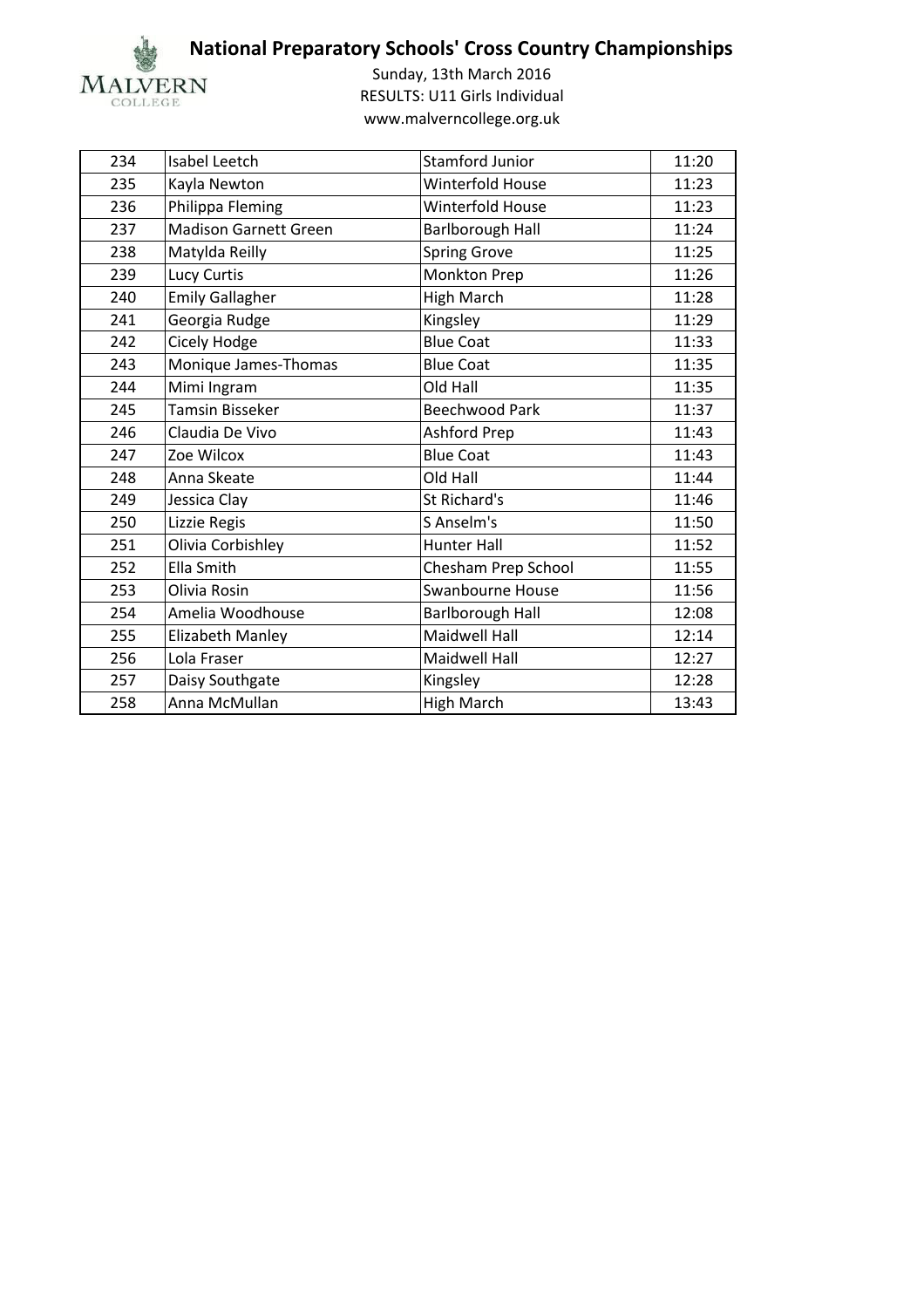# National Preparatory Schools' Cross Country Championships

Sunday, 13th March 2016

RESULTS: U11 Girls Individual

www.malverncollege.org.uk

| | | | |
|---|---|---|---|
| 234 | Isabel Leetch | Stamford Junior | 11:20 |
| 235 | Kayla Newton | Winterfold House | 11:23 |
| 236 | Philippa Fleming | Winterfold House | 11:23 |
| 237 | Madison Garnett Green | Barlborough Hall | 11:24 |
| 238 | Matylda Reilly | Spring Grove | 11:25 |
| 239 | Lucy Curtis | Monkton Prep | 11:26 |
| 240 | Emily Gallagher | High March | 11:28 |
| 241 | Georgia Rudge | Kingsley | 11:29 |
| 242 | Cicely Hodge | Blue Coat | 11:33 |
| 243 | Monique James-Thomas | Blue Coat | 11:35 |
| 244 | Mimi Ingram | Old Hall | 11:35 |
| 245 | Tamsin Bisseker | Beechwood Park | 11:37 |
| 246 | Claudia De Vivo | Ashford Prep | 11:43 |
| 247 | Zoe Wilcox | Blue Coat | 11:43 |
| 248 | Anna Skeate | Old Hall | 11:44 |
| 249 | Jessica Clay | St Richard's | 11:46 |
| 250 | Lizzie Regis | S Anselm's | 11:50 |
| 251 | Olivia Corbishley | Hunter Hall | 11:52 |
| 252 | Ella Smith | Chesham Prep School | 11:55 |
| 253 | Olivia Rosin | Swanbourne House | 11:56 |
| 254 | Amelia Woodhouse | Barlborough Hall | 12:08 |
| 255 | Elizabeth Manley | Maidwell Hall | 12:14 |
| 256 | Lola Fraser | Maidwell Hall | 12:27 |
| 257 | Daisy Southgate | Kingsley | 12:28 |
| 258 | Anna McMullan | High March | 13:43 |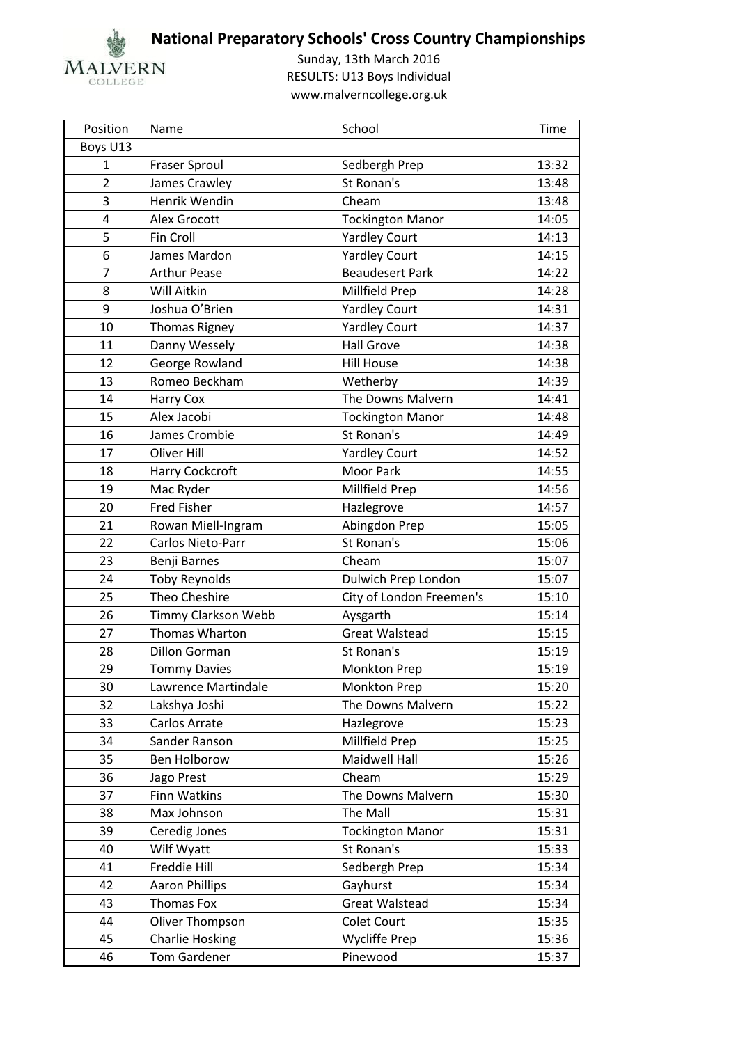# National Preparatory Schools' Cross Country Championships

Sunday, 13th March 2016
RESULTS: U13 Boys Individual
www.malverncollege.org.uk

| Position | Name | School | Time |
|---|---|---|---|
| Boys U13 | | | |
| 1 | Fraser Sproul | Sedbergh Prep | 13:32 |
| 2 | James Crawley | St Ronan's | 13:48 |
| 3 | Henrik Wendin | Cheam | 13:48 |
| 4 | Alex Grocott | Tockington Manor | 14:05 |
| 5 | Fin Croll | Yardley Court | 14:13 |
| 6 | James Mardon | Yardley Court | 14:15 |
| 7 | Arthur Pease | Beaudesert Park | 14:22 |
| 8 | Will Aitkin | Millfield Prep | 14:28 |
| 9 | Joshua O'Brien | Yardley Court | 14:31 |
| 10 | Thomas Rigney | Yardley Court | 14:37 |
| 11 | Danny Wessely | Hall Grove | 14:38 |
| 12 | George Rowland | Hill House | 14:38 |
| 13 | Romeo Beckham | Wetherby | 14:39 |
| 14 | Harry Cox | The Downs Malvern | 14:41 |
| 15 | Alex Jacobi | Tockington Manor | 14:48 |
| 16 | James Crombie | St Ronan's | 14:49 |
| 17 | Oliver Hill | Yardley Court | 14:52 |
| 18 | Harry Cockcroft | Moor Park | 14:55 |
| 19 | Mac Ryder | Millfield Prep | 14:56 |
| 20 | Fred Fisher | Hazlegrove | 14:57 |
| 21 | Rowan Miell-Ingram | Abingdon Prep | 15:05 |
| 22 | Carlos Nieto-Parr | St Ronan's | 15:06 |
| 23 | Benji Barnes | Cheam | 15:07 |
| 24 | Toby Reynolds | Dulwich Prep London | 15:07 |
| 25 | Theo Cheshire | City of London Freemen's | 15:10 |
| 26 | Timmy Clarkson Webb | Aysgarth | 15:14 |
| 27 | Thomas Wharton | Great Walstead | 15:15 |
| 28 | Dillon Gorman | St Ronan's | 15:19 |
| 29 | Tommy Davies | Monkton Prep | 15:19 |
| 30 | Lawrence Martindale | Monkton Prep | 15:20 |
| 32 | Lakshya Joshi | The Downs Malvern | 15:22 |
| 33 | Carlos Arrate | Hazlegrove | 15:23 |
| 34 | Sander Ranson | Millfield Prep | 15:25 |
| 35 | Ben Holborow | Maidwell Hall | 15:26 |
| 36 | Jago Prest | Cheam | 15:29 |
| 37 | Finn Watkins | The Downs Malvern | 15:30 |
| 38 | Max Johnson | The Mall | 15:31 |
| 39 | Ceredig Jones | Tockington Manor | 15:31 |
| 40 | Wilf Wyatt | St Ronan's | 15:33 |
| 41 | Freddie Hill | Sedbergh Prep | 15:34 |
| 42 | Aaron Phillips | Gayhurst | 15:34 |
| 43 | Thomas Fox | Great Walstead | 15:34 |
| 44 | Oliver Thompson | Colet Court | 15:35 |
| 45 | Charlie Hosking | Wycliffe Prep | 15:36 |
| 46 | Tom Gardener | Pinewood | 15:37 |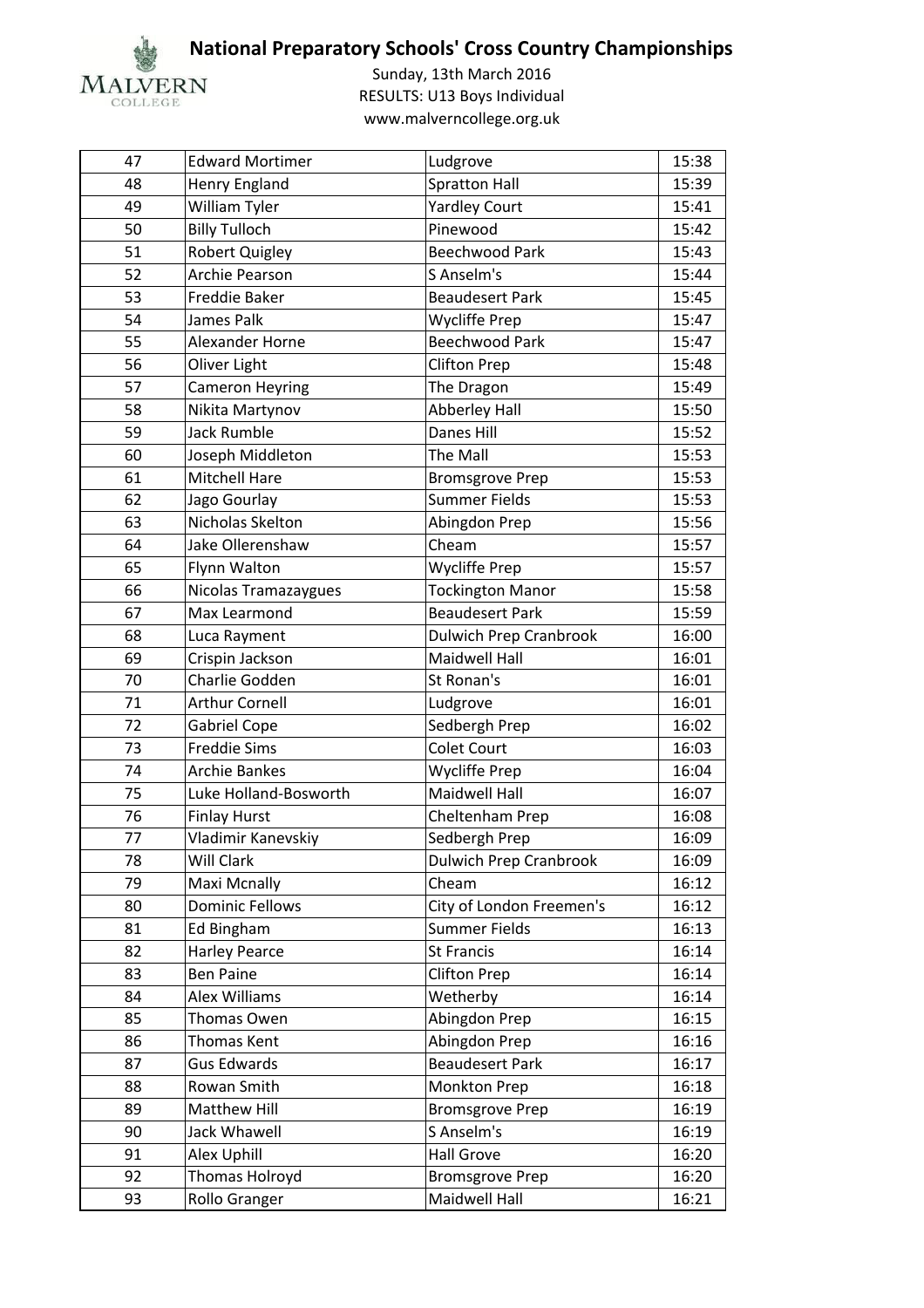# National Preparatory Schools' Cross Country Championships

Sunday, 13th March 2016
RESULTS: U13 Boys Individual
www.malverncollege.org.uk

| | | | |
|---|---|---|---|
| 47 | Edward Mortimer | Ludgrove | 15:38 |
| 48 | Henry England | Spratton Hall | 15:39 |
| 49 | William Tyler | Yardley Court | 15:41 |
| 50 | Billy Tulloch | Pinewood | 15:42 |
| 51 | Robert Quigley | Beechwood Park | 15:43 |
| 52 | Archie Pearson | S Anselm's | 15:44 |
| 53 | Freddie Baker | Beaudesert Park | 15:45 |
| 54 | James Palk | Wycliffe Prep | 15:47 |
| 55 | Alexander Horne | Beechwood Park | 15:47 |
| 56 | Oliver Light | Clifton Prep | 15:48 |
| 57 | Cameron Heyring | The Dragon | 15:49 |
| 58 | Nikita Martynov | Abberley Hall | 15:50 |
| 59 | Jack Rumble | Danes Hill | 15:52 |
| 60 | Joseph Middleton | The Mall | 15:53 |
| 61 | Mitchell Hare | Bromsgrove Prep | 15:53 |
| 62 | Jago Gourlay | Summer Fields | 15:53 |
| 63 | Nicholas Skelton | Abingdon Prep | 15:56 |
| 64 | Jake Ollerenshaw | Cheam | 15:57 |
| 65 | Flynn Walton | Wycliffe Prep | 15:57 |
| 66 | Nicolas Tramazaygues | Tockington Manor | 15:58 |
| 67 | Max Learmond | Beaudesert Park | 15:59 |
| 68 | Luca Rayment | Dulwich Prep Cranbrook | 16:00 |
| 69 | Crispin Jackson | Maidwell Hall | 16:01 |
| 70 | Charlie Godden | St Ronan's | 16:01 |
| 71 | Arthur Cornell | Ludgrove | 16:01 |
| 72 | Gabriel Cope | Sedbergh Prep | 16:02 |
| 73 | Freddie Sims | Colet Court | 16:03 |
| 74 | Archie Bankes | Wycliffe Prep | 16:04 |
| 75 | Luke Holland-Bosworth | Maidwell Hall | 16:07 |
| 76 | Finlay Hurst | Cheltenham Prep | 16:08 |
| 77 | Vladimir Kanevskiy | Sedbergh Prep | 16:09 |
| 78 | Will Clark | Dulwich Prep Cranbrook | 16:09 |
| 79 | Maxi Mcnally | Cheam | 16:12 |
| 80 | Dominic Fellows | City of London Freemen's | 16:12 |
| 81 | Ed Bingham | Summer Fields | 16:13 |
| 82 | Harley Pearce | St Francis | 16:14 |
| 83 | Ben Paine | Clifton Prep | 16:14 |
| 84 | Alex Williams | Wetherby | 16:14 |
| 85 | Thomas Owen | Abingdon Prep | 16:15 |
| 86 | Thomas Kent | Abingdon Prep | 16:16 |
| 87 | Gus Edwards | Beaudesert Park | 16:17 |
| 88 | Rowan Smith | Monkton Prep | 16:18 |
| 89 | Matthew Hill | Bromsgrove Prep | 16:19 |
| 90 | Jack Whawell | S Anselm's | 16:19 |
| 91 | Alex Uphill | Hall Grove | 16:20 |
| 92 | Thomas Holroyd | Bromsgrove Prep | 16:20 |
| 93 | Rollo Granger | Maidwell Hall | 16:21 |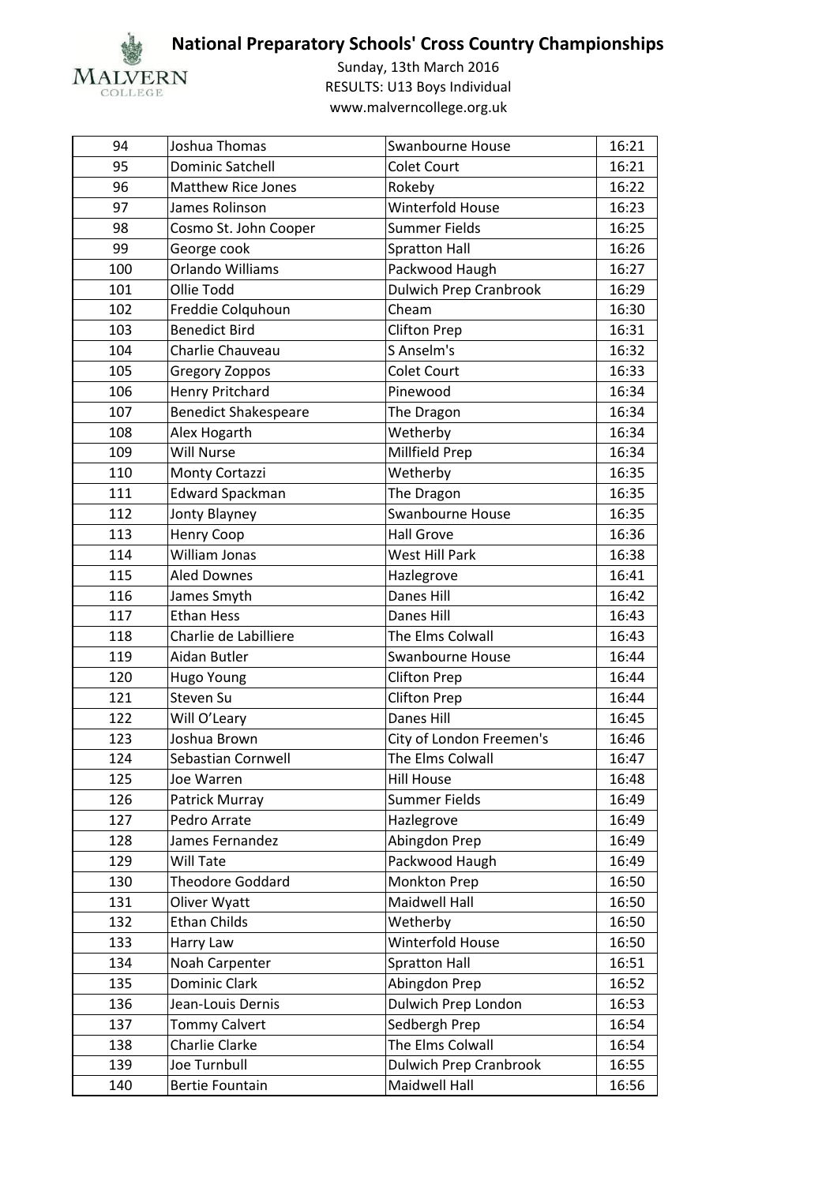# National Preparatory Schools' Cross Country Championships

Sunday, 13th March 2016

RESULTS: U13 Boys Individual

www.malverncollege.org.uk

| 94 | Joshua Thomas | Swanbourne House | 16:21 |
|---|---|---|---|
| 95 | Dominic Satchell | Colet Court | 16:21 |
| 96 | Matthew Rice Jones | Rokeby | 16:22 |
| 97 | James Rolinson | Winterfold House | 16:23 |
| 98 | Cosmo St. John Cooper | Summer Fields | 16:25 |
| 99 | George cook | Spratton Hall | 16:26 |
| 100 | Orlando Williams | Packwood Haugh | 16:27 |
| 101 | Ollie Todd | Dulwich Prep Cranbrook | 16:29 |
| 102 | Freddie Colquhoun | Cheam | 16:30 |
| 103 | Benedict Bird | Clifton Prep | 16:31 |
| 104 | Charlie Chauveau | S Anselm's | 16:32 |
| 105 | Gregory Zoppos | Colet Court | 16:33 |
| 106 | Henry Pritchard | Pinewood | 16:34 |
| 107 | Benedict Shakespeare | The Dragon | 16:34 |
| 108 | Alex Hogarth | Wetherby | 16:34 |
| 109 | Will Nurse | Millfield Prep | 16:34 |
| 110 | Monty Cortazzi | Wetherby | 16:35 |
| 111 | Edward Spackman | The Dragon | 16:35 |
| 112 | Jonty Blayney | Swanbourne House | 16:35 |
| 113 | Henry Coop | Hall Grove | 16:36 |
| 114 | William Jonas | West Hill Park | 16:38 |
| 115 | Aled Downes | Hazlegrove | 16:41 |
| 116 | James Smyth | Danes Hill | 16:42 |
| 117 | Ethan Hess | Danes Hill | 16:43 |
| 118 | Charlie de Labilliere | The Elms Colwall | 16:43 |
| 119 | Aidan Butler | Swanbourne House | 16:44 |
| 120 | Hugo Young | Clifton Prep | 16:44 |
| 121 | Steven Su | Clifton Prep | 16:44 |
| 122 | Will O'Leary | Danes Hill | 16:45 |
| 123 | Joshua Brown | City of London Freemen's | 16:46 |
| 124 | Sebastian Cornwell | The Elms Colwall | 16:47 |
| 125 | Joe Warren | Hill House | 16:48 |
| 126 | Patrick Murray | Summer Fields | 16:49 |
| 127 | Pedro Arrate | Hazlegrove | 16:49 |
| 128 | James Fernandez | Abingdon Prep | 16:49 |
| 129 | Will Tate | Packwood Haugh | 16:49 |
| 130 | Theodore Goddard | Monkton Prep | 16:50 |
| 131 | Oliver Wyatt | Maidwell Hall | 16:50 |
| 132 | Ethan Childs | Wetherby | 16:50 |
| 133 | Harry Law | Winterfold House | 16:50 |
| 134 | Noah Carpenter | Spratton Hall | 16:51 |
| 135 | Dominic Clark | Abingdon Prep | 16:52 |
| 136 | Jean-Louis Dernis | Dulwich Prep London | 16:53 |
| 137 | Tommy Calvert | Sedbergh Prep | 16:54 |
| 138 | Charlie Clarke | The Elms Colwall | 16:54 |
| 139 | Joe Turnbull | Dulwich Prep Cranbrook | 16:55 |
| 140 | Bertie Fountain | Maidwell Hall | 16:56 |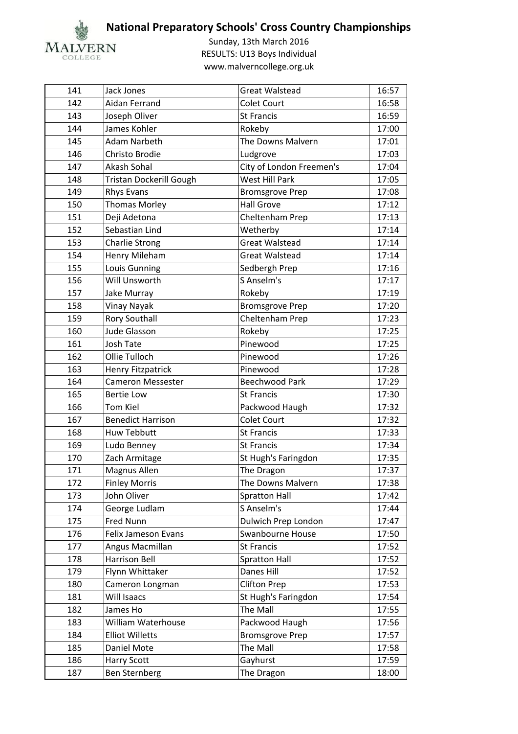# National Preparatory Schools' Cross Country Championships

Sunday, 13th March 2016

RESULTS: U13 Boys Individual

www.malverncollege.org.uk

| | | | |
|---|---|---|---|
| 141 | Jack Jones | Great Walstead | 16:57 |
| 142 | Aidan Ferrand | Colet Court | 16:58 |
| 143 | Joseph Oliver | St Francis | 16:59 |
| 144 | James Kohler | Rokeby | 17:00 |
| 145 | Adam Narbeth | The Downs Malvern | 17:01 |
| 146 | Christo Brodie | Ludgrove | 17:03 |
| 147 | Akash Sohal | City of London Freemen's | 17:04 |
| 148 | Tristan Dockerill Gough | West Hill Park | 17:05 |
| 149 | Rhys Evans | Bromsgrove Prep | 17:08 |
| 150 | Thomas Morley | Hall Grove | 17:12 |
| 151 | Deji Adetona | Cheltenham Prep | 17:13 |
| 152 | Sebastian Lind | Wetherby | 17:14 |
| 153 | Charlie Strong | Great Walstead | 17:14 |
| 154 | Henry Mileham | Great Walstead | 17:14 |
| 155 | Louis Gunning | Sedbergh Prep | 17:16 |
| 156 | Will Unsworth | S Anselm's | 17:17 |
| 157 | Jake Murray | Rokeby | 17:19 |
| 158 | Vinay Nayak | Bromsgrove Prep | 17:20 |
| 159 | Rory Southall | Cheltenham Prep | 17:23 |
| 160 | Jude Glasson | Rokeby | 17:25 |
| 161 | Josh Tate | Pinewood | 17:25 |
| 162 | Ollie Tulloch | Pinewood | 17:26 |
| 163 | Henry Fitzpatrick | Pinewood | 17:28 |
| 164 | Cameron Messester | Beechwood Park | 17:29 |
| 165 | Bertie Low | St Francis | 17:30 |
| 166 | Tom Kiel | Packwood Haugh | 17:32 |
| 167 | Benedict Harrison | Colet Court | 17:32 |
| 168 | Huw Tebbutt | St Francis | 17:33 |
| 169 | Ludo Benney | St Francis | 17:34 |
| 170 | Zach Armitage | St Hugh's Faringdon | 17:35 |
| 171 | Magnus Allen | The Dragon | 17:37 |
| 172 | Finley Morris | The Downs Malvern | 17:38 |
| 173 | John Oliver | Spratton Hall | 17:42 |
| 174 | George Ludlam | S Anselm's | 17:44 |
| 175 | Fred Nunn | Dulwich Prep London | 17:47 |
| 176 | Felix Jameson Evans | Swanbourne House | 17:50 |
| 177 | Angus Macmillan | St Francis | 17:52 |
| 178 | Harrison Bell | Spratton Hall | 17:52 |
| 179 | Flynn Whittaker | Danes Hill | 17:52 |
| 180 | Cameron Longman | Clifton Prep | 17:53 |
| 181 | Will Isaacs | St Hugh's Faringdon | 17:54 |
| 182 | James Ho | The Mall | 17:55 |
| 183 | William Waterhouse | Packwood Haugh | 17:56 |
| 184 | Elliot Willetts | Bromsgrove Prep | 17:57 |
| 185 | Daniel Mote | The Mall | 17:58 |
| 186 | Harry Scott | Gayhurst | 17:59 |
| 187 | Ben Sternberg | The Dragon | 18:00 |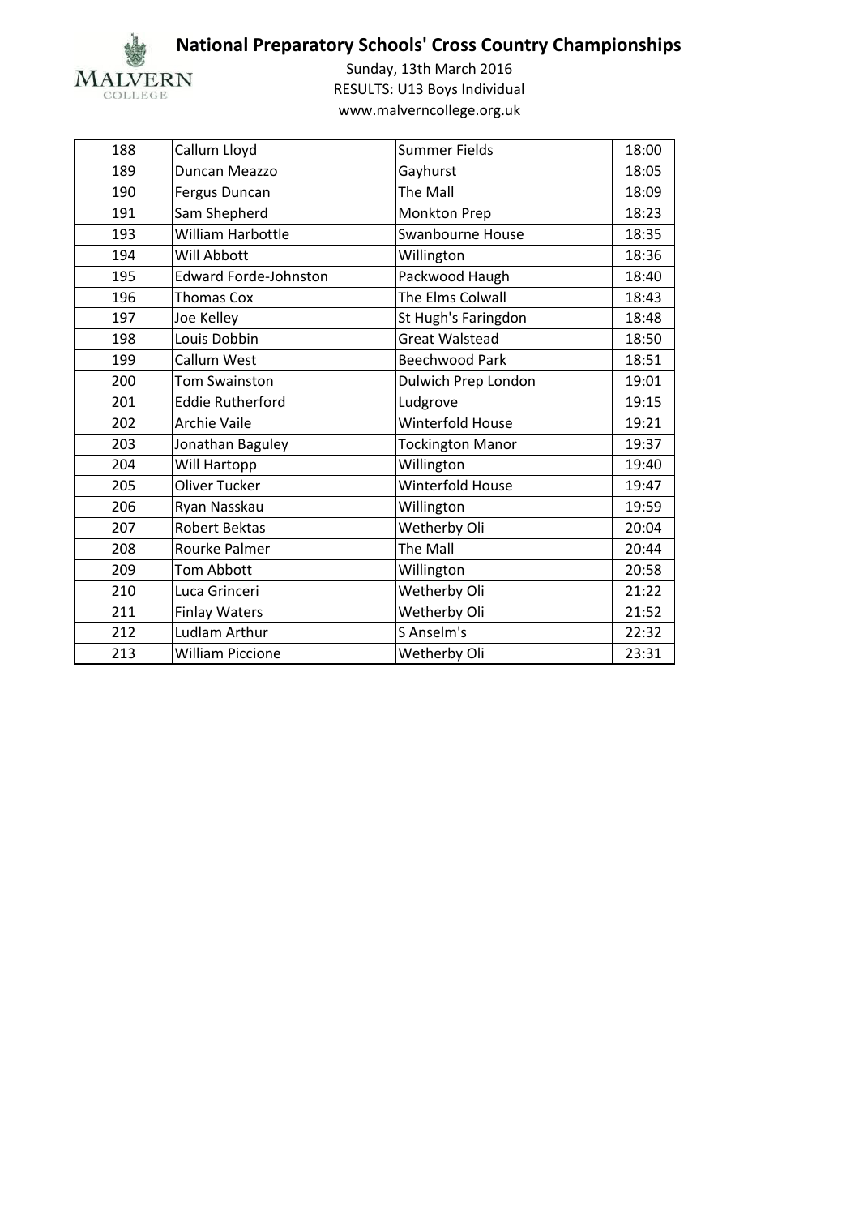# National Preparatory Schools' Cross Country Championships

Sunday, 13th March 2016
RESULTS: U13 Boys Individual
www.malverncollege.org.uk

| | | | |
|---|---|---|---|
| 188 | Callum Lloyd | Summer Fields | 18:00 |
| 189 | Duncan Meazzo | Gayhurst | 18:05 |
| 190 | Fergus Duncan | The Mall | 18:09 |
| 191 | Sam Shepherd | Monkton Prep | 18:23 |
| 193 | William Harbottle | Swanbourne House | 18:35 |
| 194 | Will Abbott | Willington | 18:36 |
| 195 | Edward Forde-Johnston | Packwood Haugh | 18:40 |
| 196 | Thomas Cox | The Elms Colwall | 18:43 |
| 197 | Joe Kelley | St Hugh's Faringdon | 18:48 |
| 198 | Louis Dobbin | Great Walstead | 18:50 |
| 199 | Callum West | Beechwood Park | 18:51 |
| 200 | Tom Swainston | Dulwich Prep London | 19:01 |
| 201 | Eddie Rutherford | Ludgrove | 19:15 |
| 202 | Archie Vaile | Winterfold House | 19:21 |
| 203 | Jonathan Baguley | Tockington Manor | 19:37 |
| 204 | Will Hartopp | Willington | 19:40 |
| 205 | Oliver Tucker | Winterfold House | 19:47 |
| 206 | Ryan Nasskau | Willington | 19:59 |
| 207 | Robert Bektas | Wetherby Oli | 20:04 |
| 208 | Rourke Palmer | The Mall | 20:44 |
| 209 | Tom Abbott | Willington | 20:58 |
| 210 | Luca Grinceri | Wetherby Oli | 21:22 |
| 211 | Finlay Waters | Wetherby Oli | 21:52 |
| 212 | Ludlam Arthur | S Anselm's | 22:32 |
| 213 | William Piccione | Wetherby Oli | 23:31 |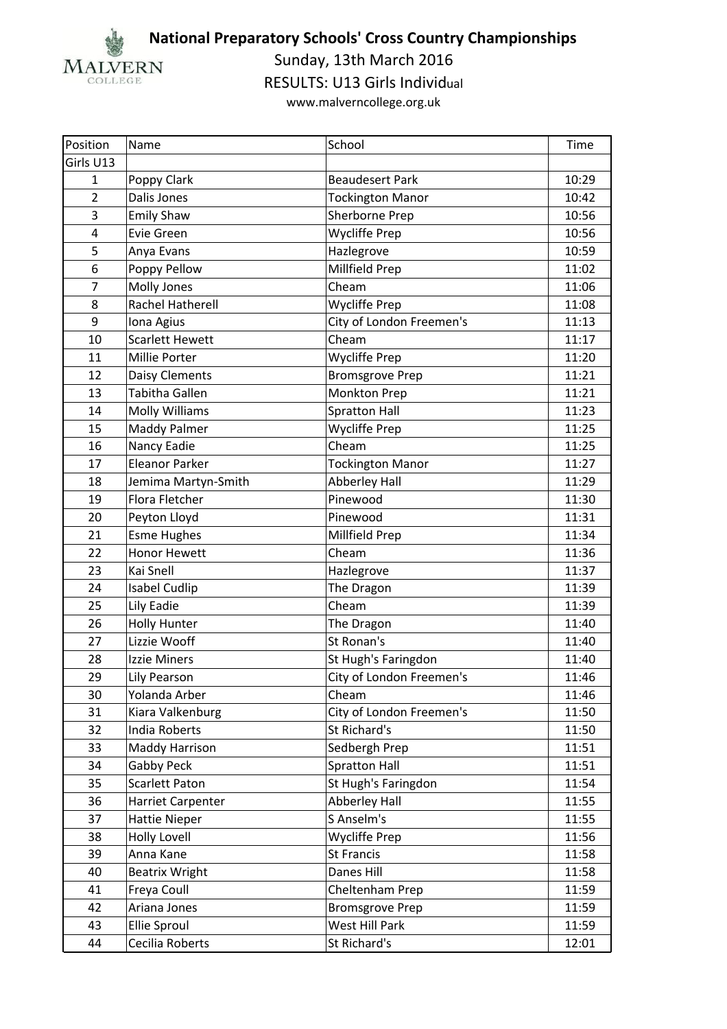# National Preparatory Schools' Cross Country Championships

Sunday, 13th March 2016

RESULTS: U13 Girls Individual

www.malverncollege.org.uk

| Position | Name | School | Time |
|---|---|---|---|
| Girls U13 | | | |
| 1 | Poppy Clark | Beaudesert Park | 10:29 |
| 2 | Dalis Jones | Tockington Manor | 10:42 |
| 3 | Emily Shaw | Sherborne Prep | 10:56 |
| 4 | Evie Green | Wycliffe Prep | 10:56 |
| 5 | Anya Evans | Hazlegrove | 10:59 |
| 6 | Poppy Pellow | Millfield Prep | 11:02 |
| 7 | Molly Jones | Cheam | 11:06 |
| 8 | Rachel Hatherell | Wycliffe Prep | 11:08 |
| 9 | Iona Agius | City of London Freemen's | 11:13 |
| 10 | Scarlett Hewett | Cheam | 11:17 |
| 11 | Millie Porter | Wycliffe Prep | 11:20 |
| 12 | Daisy Clements | Bromsgrove Prep | 11:21 |
| 13 | Tabitha Gallen | Monkton Prep | 11:21 |
| 14 | Molly Williams | Spratton Hall | 11:23 |
| 15 | Maddy Palmer | Wycliffe Prep | 11:25 |
| 16 | Nancy Eadie | Cheam | 11:25 |
| 17 | Eleanor Parker | Tockington Manor | 11:27 |
| 18 | Jemima Martyn-Smith | Abberley Hall | 11:29 |
| 19 | Flora Fletcher | Pinewood | 11:30 |
| 20 | Peyton Lloyd | Pinewood | 11:31 |
| 21 | Esme Hughes | Millfield Prep | 11:34 |
| 22 | Honor Hewett | Cheam | 11:36 |
| 23 | Kai Snell | Hazlegrove | 11:37 |
| 24 | Isabel Cudlip | The Dragon | 11:39 |
| 25 | Lily Eadie | Cheam | 11:39 |
| 26 | Holly Hunter | The Dragon | 11:40 |
| 27 | Lizzie Wooff | St Ronan's | 11:40 |
| 28 | Izzie Miners | St Hugh's Faringdon | 11:40 |
| 29 | Lily Pearson | City of London Freemen's | 11:46 |
| 30 | Yolanda Arber | Cheam | 11:46 |
| 31 | Kiara Valkenburg | City of London Freemen's | 11:50 |
| 32 | India Roberts | St Richard's | 11:50 |
| 33 | Maddy Harrison | Sedbergh Prep | 11:51 |
| 34 | Gabby Peck | Spratton Hall | 11:51 |
| 35 | Scarlett Paton | St Hugh's Faringdon | 11:54 |
| 36 | Harriet Carpenter | Abberley Hall | 11:55 |
| 37 | Hattie Nieper | S Anselm's | 11:55 |
| 38 | Holly Lovell | Wycliffe Prep | 11:56 |
| 39 | Anna Kane | St Francis | 11:58 |
| 40 | Beatrix Wright | Danes Hill | 11:58 |
| 41 | Freya Coull | Cheltenham Prep | 11:59 |
| 42 | Ariana Jones | Bromsgrove Prep | 11:59 |
| 43 | Ellie Sproul | West Hill Park | 11:59 |
| 44 | Cecilia Roberts | St Richard's | 12:01 |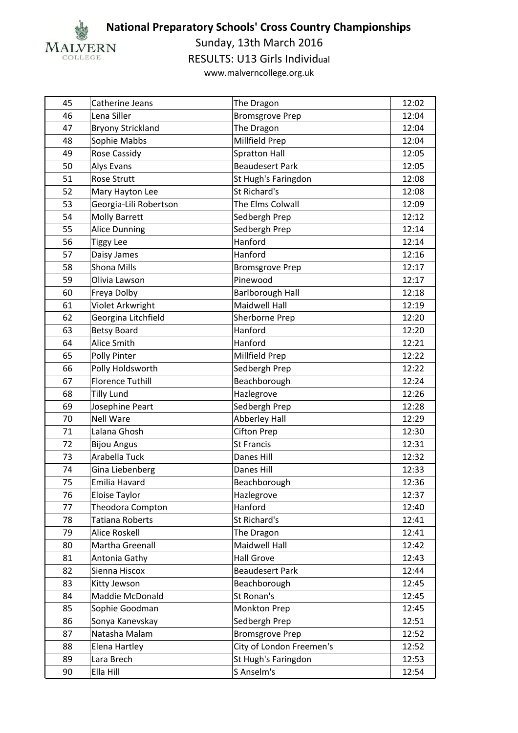# National Preparatory Schools' Cross Country Championships

Sunday, 13th March 2016

RESULTS: U13 Girls Individual

www.malverncollege.org.uk

| | | | |
|---|---|---|---|
| 45 | Catherine Jeans | The Dragon | 12:02 |
| 46 | Lena Siller | Bromsgrove Prep | 12:04 |
| 47 | Bryony Strickland | The Dragon | 12:04 |
| 48 | Sophie Mabbs | Millfield Prep | 12:04 |
| 49 | Rose Cassidy | Spratton Hall | 12:05 |
| 50 | Alys Evans | Beaudesert Park | 12:05 |
| 51 | Rose Strutt | St Hugh's Faringdon | 12:08 |
| 52 | Mary Hayton Lee | St Richard's | 12:08 |
| 53 | Georgia-Lili Robertson | The Elms Colwall | 12:09 |
| 54 | Molly Barrett | Sedbergh Prep | 12:12 |
| 55 | Alice Dunning | Sedbergh Prep | 12:14 |
| 56 | Tiggy Lee | Hanford | 12:14 |
| 57 | Daisy James | Hanford | 12:16 |
| 58 | Shona Mills | Bromsgrove Prep | 12:17 |
| 59 | Olivia Lawson | Pinewood | 12:17 |
| 60 | Freya Dolby | Barlborough Hall | 12:18 |
| 61 | Violet Arkwright | Maidwell Hall | 12:19 |
| 62 | Georgina Litchfield | Sherborne Prep | 12:20 |
| 63 | Betsy Board | Hanford | 12:20 |
| 64 | Alice Smith | Hanford | 12:21 |
| 65 | Polly Pinter | Millfield Prep | 12:22 |
| 66 | Polly Holdsworth | Sedbergh Prep | 12:22 |
| 67 | Florence Tuthill | Beachborough | 12:24 |
| 68 | Tilly Lund | Hazlegrove | 12:26 |
| 69 | Josephine Peart | Sedbergh Prep | 12:28 |
| 70 | Nell Ware | Abberley Hall | 12:29 |
| 71 | Lalana Ghosh | Cifton Prep | 12:30 |
| 72 | Bijou Angus | St Francis | 12:31 |
| 73 | Arabella Tuck | Danes Hill | 12:32 |
| 74 | Gina Liebenberg | Danes Hill | 12:33 |
| 75 | Emilia Havard | Beachborough | 12:36 |
| 76 | Eloise Taylor | Hazlegrove | 12:37 |
| 77 | Theodora Compton | Hanford | 12:40 |
| 78 | Tatiana Roberts | St Richard's | 12:41 |
| 79 | Alice Roskell | The Dragon | 12:41 |
| 80 | Martha Greenall | Maidwell Hall | 12:42 |
| 81 | Antonia Gathy | Hall Grove | 12:43 |
| 82 | Sienna Hiscox | Beaudesert Park | 12:44 |
| 83 | Kitty Jewson | Beachborough | 12:45 |
| 84 | Maddie McDonald | St Ronan's | 12:45 |
| 85 | Sophie Goodman | Monkton Prep | 12:45 |
| 86 | Sonya Kanevskay | Sedbergh Prep | 12:51 |
| 87 | Natasha Malam | Bromsgrove Prep | 12:52 |
| 88 | Elena Hartley | City of London Freemen's | 12:52 |
| 89 | Lara Brech | St Hugh's Faringdon | 12:53 |
| 90 | Ella Hill | S Anselm's | 12:54 |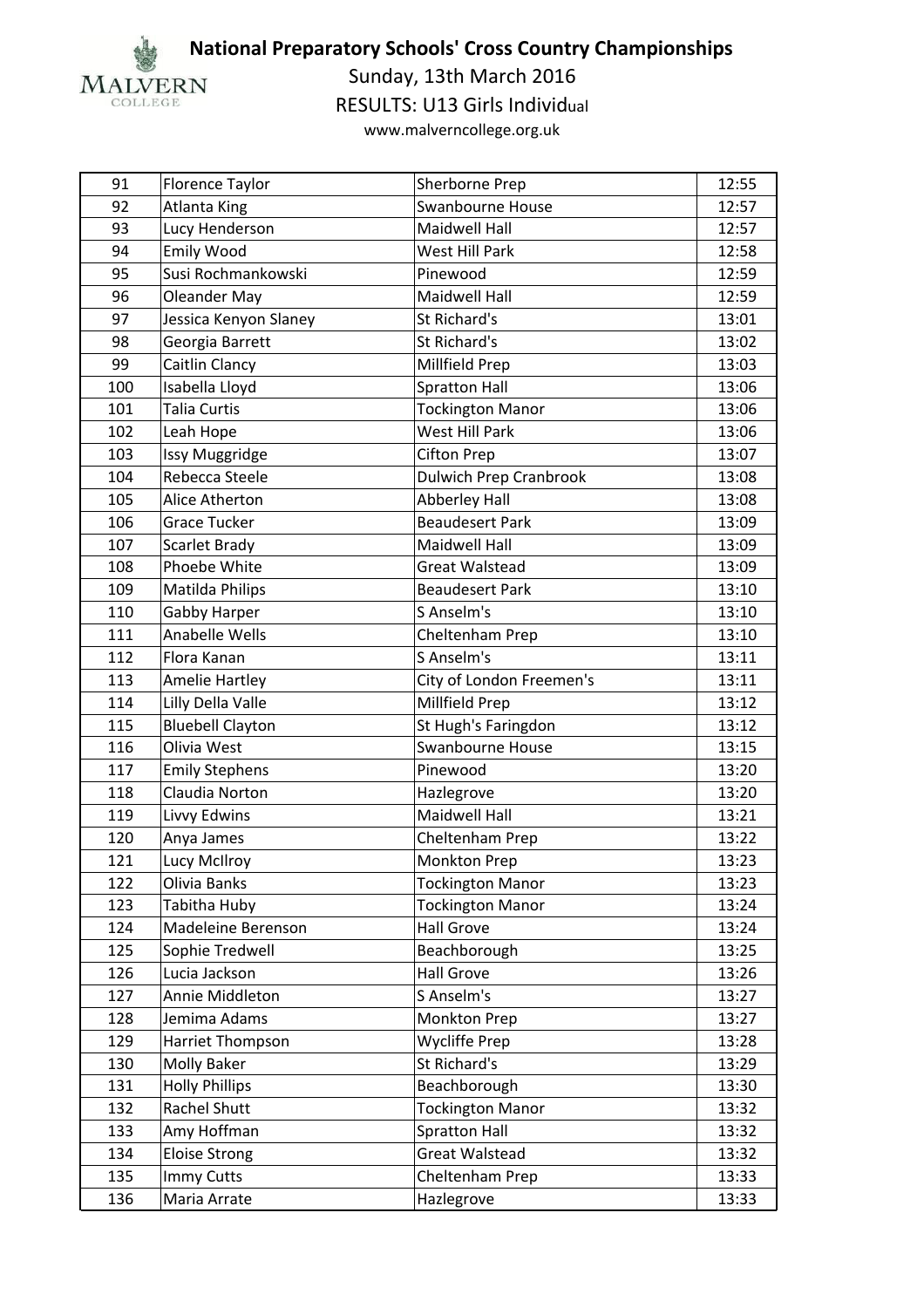**National Preparatory Schools' Cross Country Championships**

Sunday, 13th March 2016

RESULTS: U13 Girls Individual

www.malverncollege.org.uk

| 91 | Florence Taylor | Sherborne Prep | 12:55 |
|---|---|---|---|
| 92 | Atlanta King | Swanbourne House | 12:57 |
| 93 | Lucy Henderson | Maidwell Hall | 12:57 |
| 94 | Emily Wood | West Hill Park | 12:58 |
| 95 | Susi Rochmankowski | Pinewood | 12:59 |
| 96 | Oleander May | Maidwell Hall | 12:59 |
| 97 | Jessica Kenyon Slaney | St Richard's | 13:01 |
| 98 | Georgia Barrett | St Richard's | 13:02 |
| 99 | Caitlin Clancy | Millfield Prep | 13:03 |
| 100 | Isabella Lloyd | Spratton Hall | 13:06 |
| 101 | Talia Curtis | Tockington Manor | 13:06 |
| 102 | Leah Hope | West Hill Park | 13:06 |
| 103 | Issy Muggridge | Cifton Prep | 13:07 |
| 104 | Rebecca Steele | Dulwich Prep Cranbrook | 13:08 |
| 105 | Alice Atherton | Abberley Hall | 13:08 |
| 106 | Grace Tucker | Beaudesert Park | 13:09 |
| 107 | Scarlet Brady | Maidwell Hall | 13:09 |
| 108 | Phoebe White | Great Walstead | 13:09 |
| 109 | Matilda Philips | Beaudesert Park | 13:10 |
| 110 | Gabby Harper | S Anselm's | 13:10 |
| 111 | Anabelle Wells | Cheltenham Prep | 13:10 |
| 112 | Flora Kanan | S Anselm's | 13:11 |
| 113 | Amelie Hartley | City of London Freemen's | 13:11 |
| 114 | Lilly Della Valle | Millfield Prep | 13:12 |
| 115 | Bluebell Clayton | St Hugh's Faringdon | 13:12 |
| 116 | Olivia West | Swanbourne House | 13:15 |
| 117 | Emily Stephens | Pinewood | 13:20 |
| 118 | Claudia Norton | Hazlegrove | 13:20 |
| 119 | Livvy Edwins | Maidwell Hall | 13:21 |
| 120 | Anya James | Cheltenham Prep | 13:22 |
| 121 | Lucy McIlroy | Monkton Prep | 13:23 |
| 122 | Olivia Banks | Tockington Manor | 13:23 |
| 123 | Tabitha Huby | Tockington Manor | 13:24 |
| 124 | Madeleine Berenson | Hall Grove | 13:24 |
| 125 | Sophie Tredwell | Beachborough | 13:25 |
| 126 | Lucia Jackson | Hall Grove | 13:26 |
| 127 | Annie Middleton | S Anselm's | 13:27 |
| 128 | Jemima Adams | Monkton Prep | 13:27 |
| 129 | Harriet Thompson | Wycliffe Prep | 13:28 |
| 130 | Molly Baker | St Richard's | 13:29 |
| 131 | Holly Phillips | Beachborough | 13:30 |
| 132 | Rachel Shutt | Tockington Manor | 13:32 |
| 133 | Amy Hoffman | Spratton Hall | 13:32 |
| 134 | Eloise Strong | Great Walstead | 13:32 |
| 135 | Immy Cutts | Cheltenham Prep | 13:33 |
| 136 | Maria Arrate | Hazlegrove | 13:33 |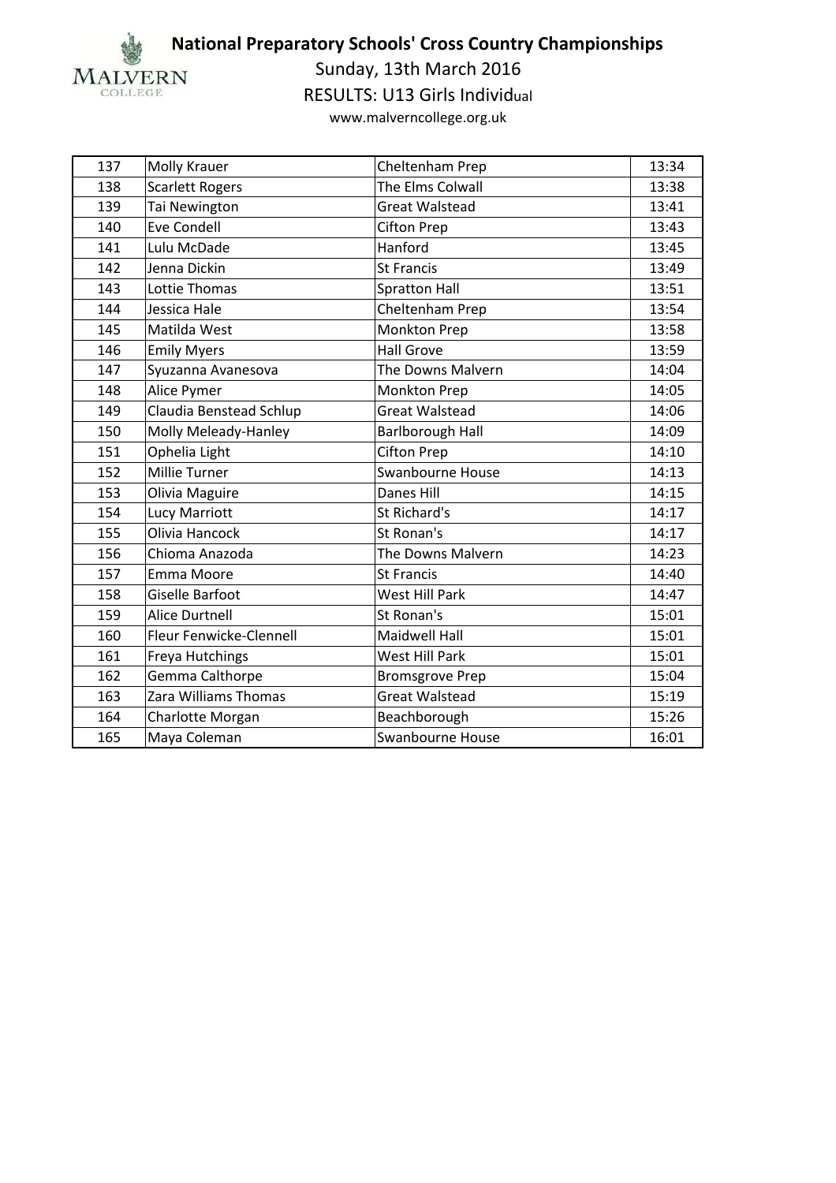# National Preparatory Schools' Cross Country Championships

Sunday, 13th March 2016

RESULTS: U13 Girls Individual

www.malverncollege.org.uk

| | | | |
|---|---|---|---|
| 137 | Molly Krauer | Cheltenham Prep | 13:34 |
| 138 | Scarlett Rogers | The Elms Colwall | 13:38 |
| 139 | Tai Newington | Great Walstead | 13:41 |
| 140 | Eve Condell | Cifton Prep | 13:43 |
| 141 | Lulu McDade | Hanford | 13:45 |
| 142 | Jenna Dickin | St Francis | 13:49 |
| 143 | Lottie Thomas | Spratton Hall | 13:51 |
| 144 | Jessica Hale | Cheltenham Prep | 13:54 |
| 145 | Matilda West | Monkton Prep | 13:58 |
| 146 | Emily Myers | Hall Grove | 13:59 |
| 147 | Syuzanna Avanesova | The Downs Malvern | 14:04 |
| 148 | Alice Pymer | Monkton Prep | 14:05 |
| 149 | Claudia Benstead Schlup | Great Walstead | 14:06 |
| 150 | Molly Meleady-Hanley | Barlborough Hall | 14:09 |
| 151 | Ophelia Light | Cifton Prep | 14:10 |
| 152 | Millie Turner | Swanbourne House | 14:13 |
| 153 | Olivia Maguire | Danes Hill | 14:15 |
| 154 | Lucy Marriott | St Richard's | 14:17 |
| 155 | Olivia Hancock | St Ronan's | 14:17 |
| 156 | Chioma Anazoda | The Downs Malvern | 14:23 |
| 157 | Emma Moore | St Francis | 14:40 |
| 158 | Giselle Barfoot | West Hill Park | 14:47 |
| 159 | Alice Durtnell | St Ronan's | 15:01 |
| 160 | Fleur Fenwicke-Clennell | Maidwell Hall | 15:01 |
| 161 | Freya Hutchings | West Hill Park | 15:01 |
| 162 | Gemma Calthorpe | Bromsgrove Prep | 15:04 |
| 163 | Zara Williams Thomas | Great Walstead | 15:19 |
| 164 | Charlotte Morgan | Beachborough | 15:26 |
| 165 | Maya Coleman | Swanbourne House | 16:01 |